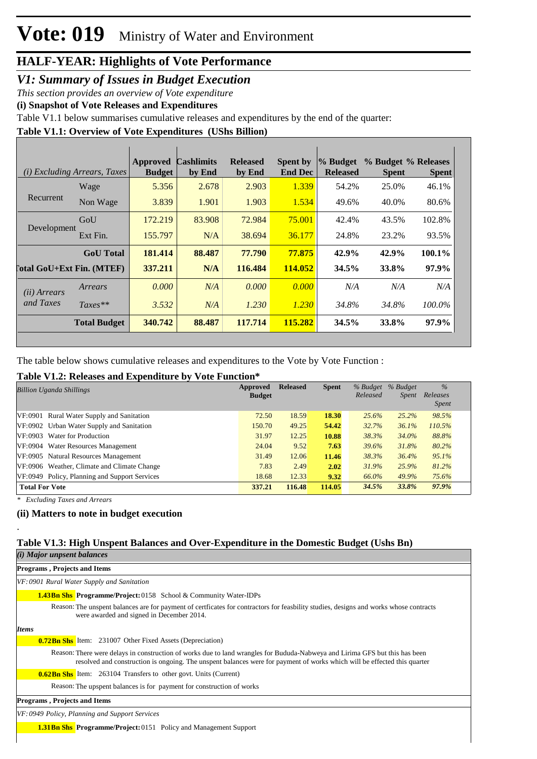# Vote: 019 Ministry of Water and Environment

## HALF-YEAR: Highlights of Vote Performance

### *V1: Summary of Issues in Budget Execution*

*This section provides an overview of Vote expenditure*

**(i) Snapshot of Vote Releases and Expenditures**

Table V1.1 below summarises cumulative releases and expenditures by the end of the quarter:

**Table V1.1: Overview of Vote Expenditures (UShs Billion)**

| *(i) Excluding Arrears, Taxes* | | Approved Budget | Cashlimits by End | Released by End | Spent by End Dec | % Budget Released | % Budget Spent | % Releases Spent |
|---|---|---|---|---|---|---|---|---|
| Recurrent | Wage | 5.356 | 2.678 | 2.903 | 1.339 | 54.2% | 25.0% | 46.1% |
| | Non Wage | 3.839 | 1.901 | 1.903 | 1.534 | 49.6% | 40.0% | 80.6% |
| Development | GoU | 172.219 | 83.908 | 72.984 | 75.001 | 42.4% | 43.5% | 102.8% |
| | Ext Fin. | 155.797 | N/A | 38.694 | 36.177 | 24.8% | 23.2% | 93.5% |
| | **GoU Total** | **181.414** | **88.487** | **77.790** | **77.875** | **42.9%** | **42.9%** | **100.1%** |
| **Total GoU+Ext Fin. (MTEF)** | | **337.211** | **N/A** | **116.484** | **114.052** | **34.5%** | **33.8%** | **97.9%** |
| *(ii) Arrears and Taxes* | *Arrears* | *0.000* | *N/A* | *0.000* | *0.000* | *N/A* | *N/A* | *N/A* |
| | *Taxes*** | *3.532* | *N/A* | *1.230* | *1.230* | *34.8%* | *34.8%* | *100.0%* |
| | **Total Budget** | **340.742** | **88.487** | **117.714** | **115.282** | **34.5%** | **33.8%** | **97.9%** |

The table below shows cumulative releases and expenditures to the Vote by Vote Function :

**Table V1.2: Releases and Expenditure by Vote Function***

| *Billion Uganda Shillings* | Approved Budget | Released | Spent | *% Budget Released* | *% Budget Spent* | *% Releases Spent* |
|---|---|---|---|---|---|---|
| VF:0901 Rural Water Supply and Sanitation | 72.50 | 18.59 | **18.30** | *25.6%* | *25.2%* | *98.5%* |
| VF:0902 Urban Water Supply and Sanitation | 150.70 | 49.25 | **54.42** | *32.7%* | *36.1%* | *110.5%* |
| VF:0903 Water for Production | 31.97 | 12.25 | **10.88** | *38.3%* | *34.0%* | *88.8%* |
| VF:0904 Water Resources Management | 24.04 | 9.52 | **7.63** | *39.6%* | *31.8%* | *80.2%* |
| VF:0905 Natural Resources Management | 31.49 | 12.06 | **11.46** | *38.3%* | *36.4%* | *95.1%* |
| VF:0906 Weather, Climate and Climate Change | 7.83 | 2.49 | **2.02** | *31.9%* | *25.9%* | *81.2%* |
| VF:0949 Policy, Planning and Support Services | 18.68 | 12.33 | **9.32** | *66.0%* | *49.9%* | *75.6%* |
| **Total For Vote** | **337.21** | **116.48** | **114.05** | ***34.5%*** | ***33.8%*** | ***97.9%*** |

*\* Excluding Taxes and Arrears*

**(ii) Matters to note in budget execution**

.

**Table V1.3: High Unspent Balances and Over-Expenditure in the Domestic Budget (Ushs Bn)**

*(i) Major unpsent balances*

**Programs , Projects and Items**

*VF: 0901 Rural Water Supply and Sanitation*

**1.43Bn Shs** **Programme/Project:** 0158 School & Community Water-IDPs

Reason: The unspent balances are for payment of certficates for contractors for feasbility studies, designs and works whose contracts were awarded and signed in December 2014.

***Items***

**0.72Bn Shs** Item: 231007 Other Fixed Assets (Depreciation)

Reason: There were delays in construction of works due to land wrangles for Bududa-Nabweya and Lirima GFS but this has been resolved and construction is ongoing. The unspent balances were for payment of works which will be effected this quarter

**0.62Bn Shs** Item: 263104 Transfers to other govt. Units (Current)

Reason: The upspent balances is for payment for construction of works

**Programs , Projects and Items**

*VF: 0949 Policy, Planning and Support Services*

**1.31Bn Shs** **Programme/Project:** 0151 Policy and Management Support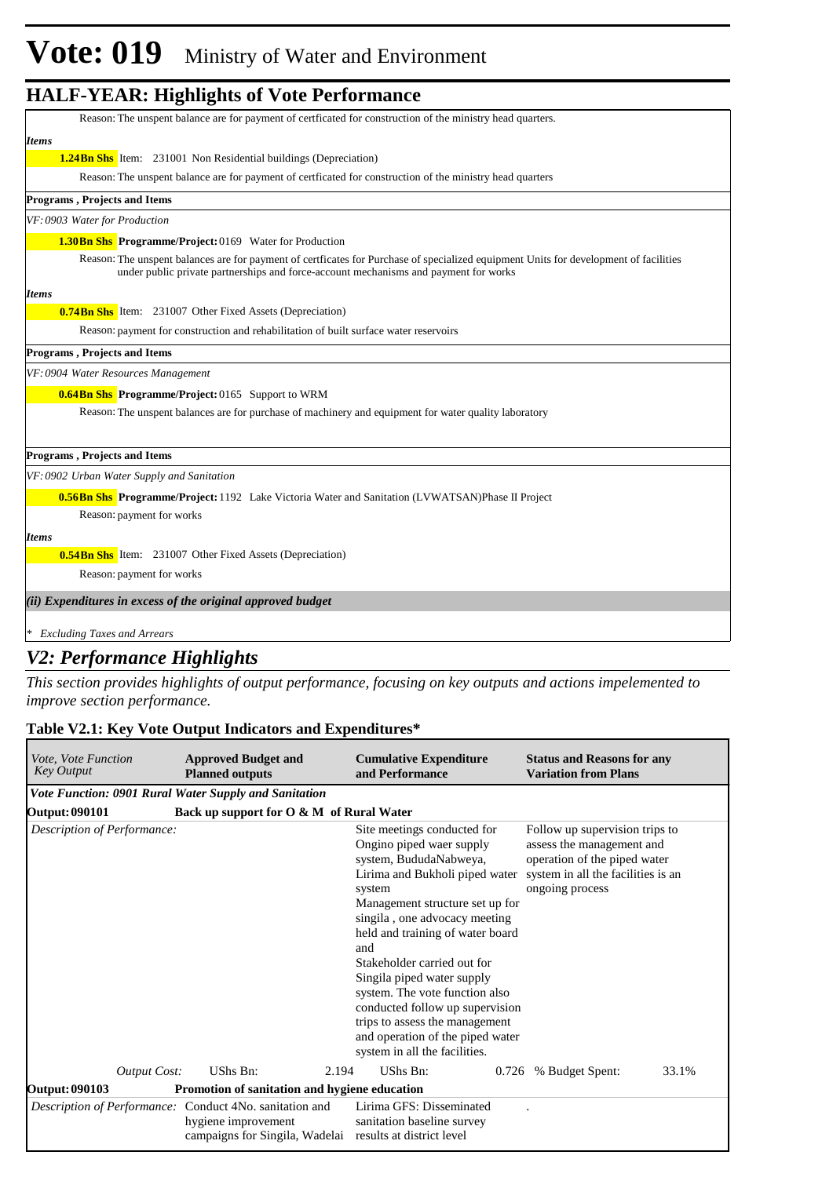## HALF-YEAR: Highlights of Vote Performance

Reason: The unspent balance are for payment of certficated for construction of the ministry head quarters.

*Items*

**1.24Bn Shs** Item: 231001 Non Residential buildings (Depreciation)

Reason: The unspent balance are for payment of certficated for construction of the ministry head quarters

**Programs , Projects and Items**

*VF: 0903 Water for Production*

**1.30Bn Shs** **Programme/Project:** 0169 Water for Production

Reason: The unspent balances are for payment of certficates for Purchase of specialized equipment Units for development of facilities under public private partnerships and force-account mechanisms and payment for works

*Items*

**0.74Bn Shs** Item: 231007 Other Fixed Assets (Depreciation)

Reason: payment for construction and rehabilitation of built surface water reservoirs

**Programs , Projects and Items**

*VF: 0904 Water Resources Management*

**0.64Bn Shs** **Programme/Project:** 0165 Support to WRM

Reason: The unspent balances are for purchase of machinery and equipment for water quality laboratory

**Programs , Projects and Items**

*VF: 0902 Urban Water Supply and Sanitation*

**0.56Bn Shs** **Programme/Project:** 1192 Lake Victoria Water and Sanitation (LVWATSAN)Phase II Project

Reason: payment for works

*Items*

**0.54Bn Shs** Item: 231007 Other Fixed Assets (Depreciation)

Reason: payment for works

***(ii) Expenditures in excess of the original approved budget***

\* *Excluding Taxes and Arrears*

## *V2: Performance Highlights*

*This section provides highlights of output performance, focusing on key outputs and actions impelemented to improve section performance.*

### Table V2.1: Key Vote Output Indicators and Expenditures*

| *Vote, Vote Function Key Output* | **Approved Budget and Planned outputs** | **Cumulative Expenditure and Performance** | **Status and Reasons for any Variation from Plans** |
|---|---|---|---|
| ***Vote Function: 0901 Rural Water Supply and Sanitation*** | | | |
| **Output: 090101** | **Back up support for O & M of Rural Water** | | |
| *Description of Performance:* | | Site meetings conducted for Ongino piped waer supply system, BududaNabweya, Lirima and Bukholi piped water system<br>Management structure set up for singila , one advocacy meeting held and training of water board and<br>Stakeholder carried out for Singila piped water supply system. The vote function also conducted follow up supervision trips to assess the management and operation of the piped water system in all the facilities. | Follow up supervision trips to assess the management and operation of the piped water system in all the facilities is an ongoing process |
| *Output Cost:* | UShs Bn: 2.194 | UShs Bn: 0.726 | % Budget Spent: 33.1% |
| **Output: 090103** | **Promotion of sanitation and hygiene education** | | |
| *Description of Performance:* | Conduct 4No. sanitation and hygiene improvement campaigns for Singila, Wadelai | Lirima GFS: Disseminated sanitation baseline survey results at district level | . |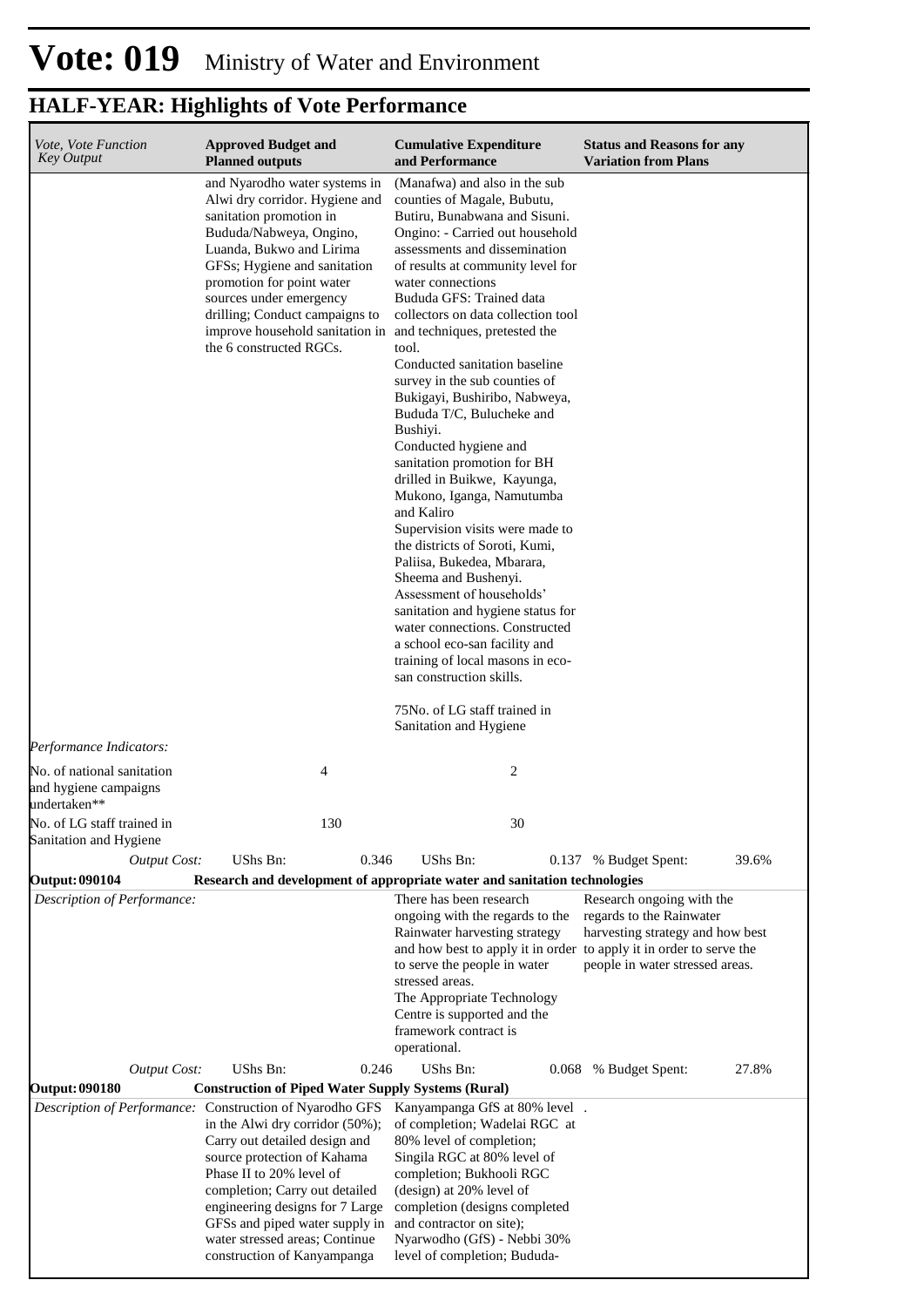# Vote: 019 Ministry of Water and Environment

## HALF-YEAR: Highlights of Vote Performance

| *Vote, Vote Function Key Output* | **Approved Budget and Planned outputs** | **Cumulative Expenditure and Performance** | **Status and Reasons for any Variation from Plans** |
|---|---|---|---|
| | and Nyarodho water systems in Alwi dry corridor. Hygiene and sanitation promotion in Bududa/Nabweya, Ongino, Luanda, Bukwo and Lirima GFSs; Hygiene and sanitation promotion for point water sources under emergency drilling; Conduct campaigns to improve household sanitation in the 6 constructed RGCs. | (Manafwa) and also in the sub counties of Magale, Bubutu, Butiru, Bunabwana and Sisuni. Ongino: - Carried out household assessments and dissemination of results at community level for water connections<br>Bududa GFS: Trained data collectors on data collection tool and techniques, pretested the tool.<br>Conducted sanitation baseline survey in the sub counties of Bukigayi, Bushiribo, Nabweya, Bududa T/C, Bulucheke and Bushiyi.<br>Conducted hygiene and sanitation promotion for BH drilled in Buikwe, Kayunga, Mukono, Iganga, Namutumba and Kaliro<br>Supervision visits were made to the districts of Soroti, Kumi, Paliisa, Bukedea, Mbarara, Sheema and Bushenyi.<br>Assessment of households' sanitation and hygiene status for water connections. Constructed a school eco-san facility and training of local masons in eco-san construction skills.<br><br>75No. of LG staff trained in Sanitation and Hygiene | |
| *Performance Indicators:* | | | |
| No. of national sanitation and hygiene campaigns undertaken** | 4 | 2 | |
| No. of LG staff trained in Sanitation and Hygiene | 130 | 30 | |
| *Output Cost:* | UShs Bn: 0.346 | UShs Bn: 0.137 | % Budget Spent: 39.6% |
| **Output: 090104** | **Research and development of appropriate water and sanitation technologies** | | |
| *Description of Performance:* | | There has been research ongoing with the regards to the Rainwater harvesting strategy and how best to apply it in order to serve the people in water stressed areas.<br>The Appropriate Technology Centre is supported and the framework contract is operational. | Research ongoing with the regards to the Rainwater harvesting strategy and how best to apply it in order to serve the people in water stressed areas. |
| *Output Cost:* | UShs Bn: 0.246 | UShs Bn: 0.068 | % Budget Spent: 27.8% |
| **Output: 090180** | **Construction of Piped Water Supply Systems (Rural)** | | |
| *Description of Performance:* | Construction of Nyarodho GFS in the Alwi dry corridor (50%); Carry out detailed design and source protection of Kahama Phase II to 20% level of completion; Carry out detailed engineering designs for 7 Large GFSs and piped water supply in water stressed areas; Continue construction of Kanyampanga | Kanyampanga GfS at 80% level of completion; Wadelai RGC at 80% level of completion; Singila RGC at 80% level of completion; Bukhooli RGC (design) at 20% level of completion (designs completed and contractor on site); Nyarwodho (GfS) - Nebbi 30% level of completion; Bududa- | . |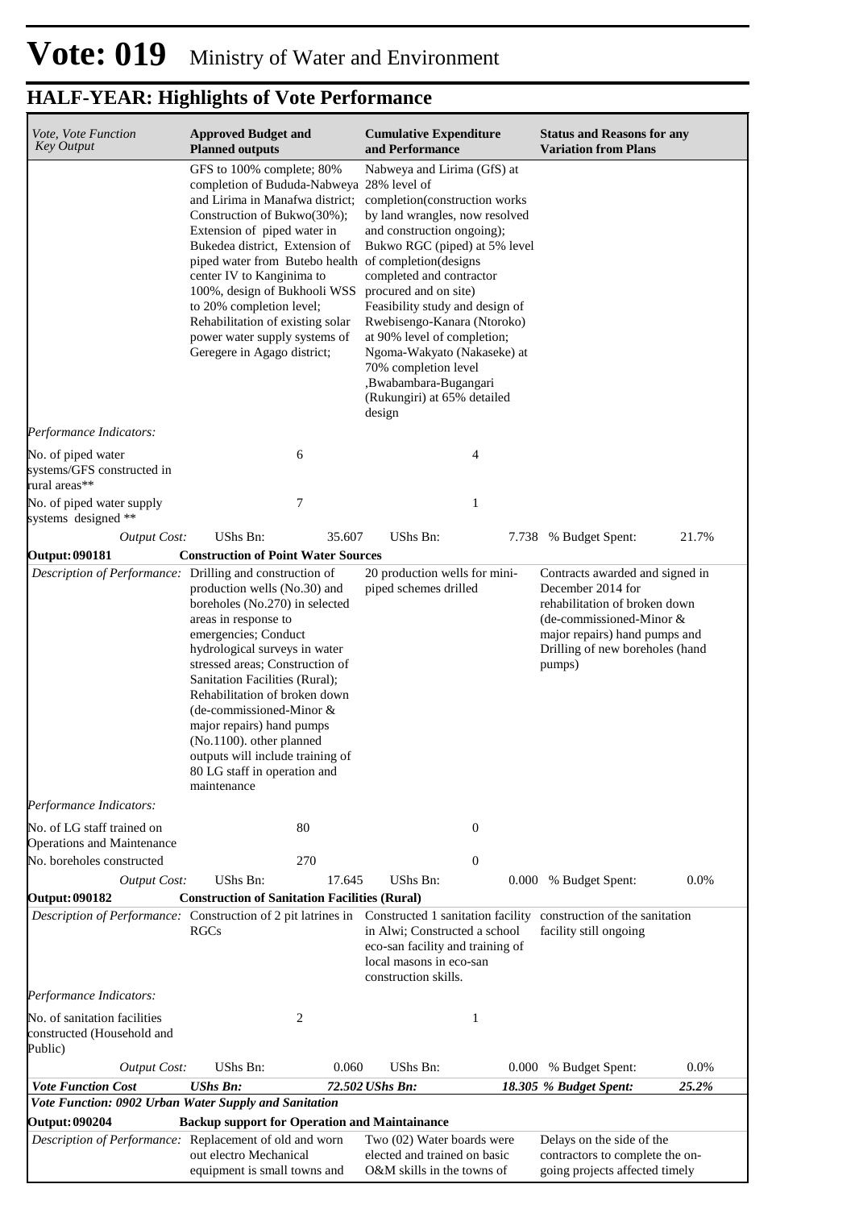# Vote: 019 Ministry of Water and Environment

## HALF-YEAR: Highlights of Vote Performance

| *Vote, Vote Function Key Output* | **Approved Budget and Planned outputs** | | **Cumulative Expenditure and Performance** | | **Status and Reasons for any Variation from Plans** | |
|---|---|---|---|---|---|---|
| | GFS to 100% complete; 80% completion of Bududa-Nabweya and Lirima in Manafwa district; Construction of Bukwo(30%); Extension of piped water in Bukedea district, Extension of piped water from Butebo health center IV to Kanginima to 100%, design of Bukhooli WSS to 20% completion level; Rehabilitation of existing solar power water supply systems of Geregere in Agago district; | | Nabweya and Lirima (GfS) at 28% level of completion(construction works by land wrangles, now resolved and construction ongoing); Bukwo RGC (piped) at 5% level of completion(designs completed and contractor procured and on site) Feasibility study and design of Rwebisengo-Kanara (Ntoroko) at 90% level of completion; Ngoma-Wakyato (Nakaseke) at 70% completion level ,Bwabambara-Bugangari (Rukungiri) at 65% detailed design | | | |
| *Performance Indicators:* | | | | | | |
| No. of piped water systems/GFS constructed in rural areas** | 6 | | 4 | | | |
| No. of piped water supply systems designed ** | 7 | | 1 | | | |
| *Output Cost:* | UShs Bn: | 35.607 | UShs Bn: | 7.738 | % Budget Spent: | 21.7% |
| **Output: 090181** | **Construction of Point Water Sources** | | | | | |
| *Description of Performance:* | Drilling and construction of production wells (No.30) and boreholes (No.270) in selected areas in response to emergencies; Conduct hydrological surveys in water stressed areas; Construction of Sanitation Facilities (Rural); Rehabilitation of broken down (de-commissioned-Minor & major repairs) hand pumps (No.1100). other planned outputs will include training of 80 LG staff in operation and maintenance | | 20 production wells for mini-piped schemes drilled | | Contracts awarded and signed in December 2014 for rehabilitation of broken down (de-commissioned-Minor & major repairs) hand pumps and Drilling of new boreholes (hand pumps) | |
| *Performance Indicators:* | | | | | | |
| No. of LG staff trained on Operations and Maintenance | 80 | | 0 | | | |
| No. boreholes constructed | 270 | | 0 | | | |
| *Output Cost:* | UShs Bn: | 17.645 | UShs Bn: | 0.000 | % Budget Spent: | 0.0% |
| **Output: 090182** | **Construction of Sanitation Facilities (Rural)** | | | | | |
| *Description of Performance:* | Construction of 2 pit latrines in RGCs | | Constructed 1 sanitation facility in Alwi; Constructed a school eco-san facility and training of local masons in eco-san construction skills. | | construction of the sanitation facility still ongoing | |
| *Performance Indicators:* | | | | | | |
| No. of sanitation facilities constructed (Household and Public) | 2 | | 1 | | | |
| *Output Cost:* | UShs Bn: | 0.060 | UShs Bn: | 0.000 | % Budget Spent: | 0.0% |
| ***Vote Function Cost*** | ***UShs Bn:*** | ***72.502*** | ***UShs Bn:*** | ***18.305*** | ***% Budget Spent:*** | ***25.2%*** |
| ***Vote Function: 0902 Urban Water Supply and Sanitation*** | | | | | | |
| **Output: 090204** | **Backup support for Operation and Maintainance** | | | | | |
| *Description of Performance:* | Replacement of old and worn out electro Mechanical equipment is small towns and | | Two (02) Water boards were elected and trained on basic O&M skills in the towns of | | Delays on the side of the contractors to complete the on-going projects affected timely | |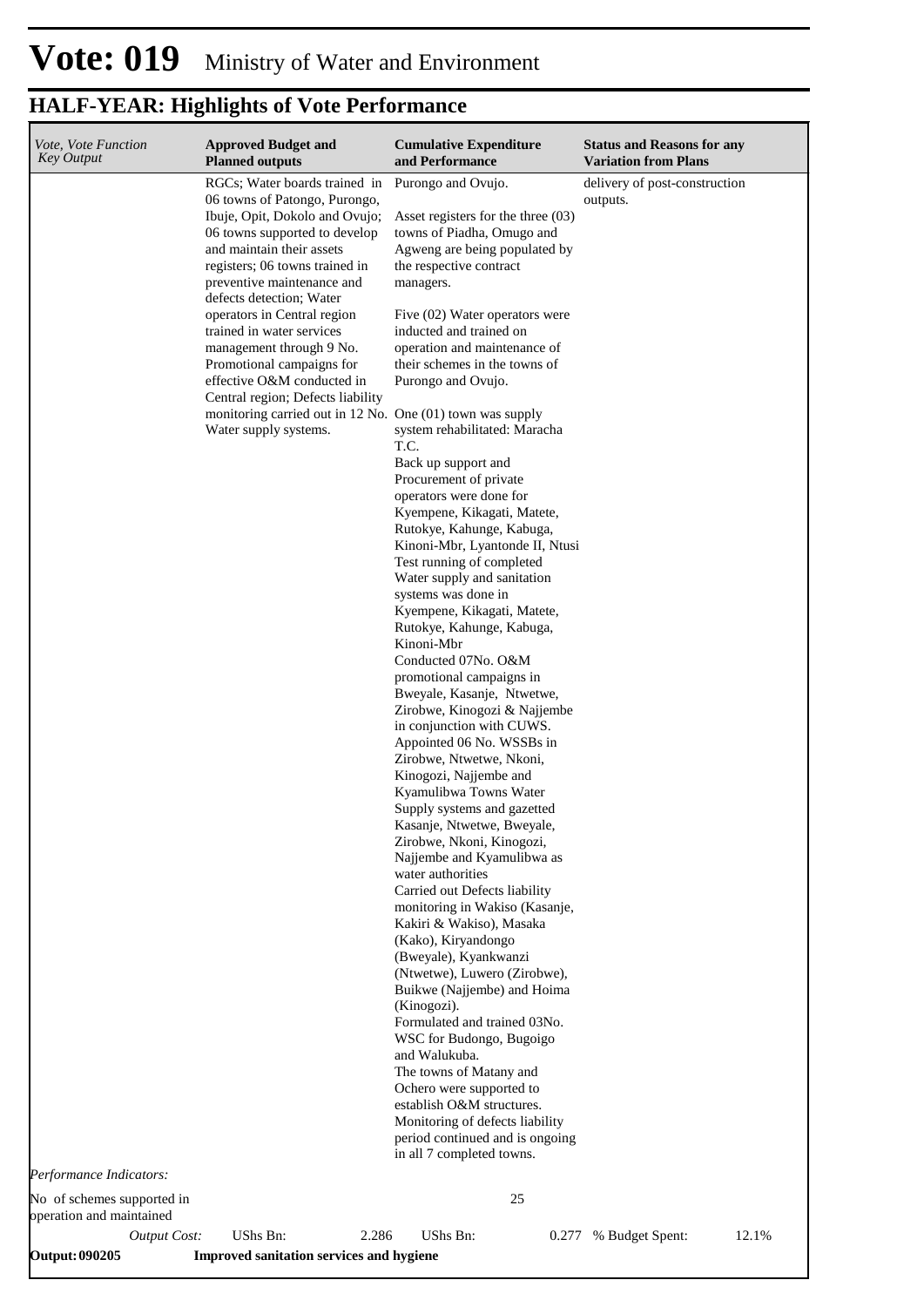# Vote: 019 Ministry of Water and Environment

## HALF-YEAR: Highlights of Vote Performance

| *Vote, Vote Function Key Output* | **Approved Budget and Planned outputs** | **Cumulative Expenditure and Performance** | **Status and Reasons for any Variation from Plans** |
|---|---|---|---|
| | RGCs; Water boards trained in 06 towns of Patongo, Purongo, Ibuje, Opit, Dokolo and Ovujo; 06 towns supported to develop and maintain their assets registers; 06 towns trained in preventive maintenance and defects detection; Water operators in Central region trained in water services management through 9 No. Promotional campaigns for effective O&M conducted in Central region; Defects liability monitoring carried out in 12 No. Water supply systems. | Purongo and Ovujo.<br><br>Asset registers for the three (03) towns of Piadha, Omugo and Agweng are being populated by the respective contract managers.<br><br>Five (02) Water operators were inducted and trained on operation and maintenance of their schemes in the towns of Purongo and Ovujo.<br><br>One (01) town was supply system rehabilitated: Maracha T.C.<br>Back up support and Procurement of private operators were done for Kyempene, Kikagati, Matete, Rutokye, Kahunge, Kabuga, Kinoni-Mbr, Lyantonde II, Ntusi<br>Test running of completed Water supply and sanitation systems was done in Kyempene, Kikagati, Matete, Rutokye, Kahunge, Kabuga, Kinoni-Mbr<br>Conducted 07No. O&M promotional campaigns in Bweyale, Kasanje, Ntwetwe, Zirobwe, Kinogozi & Najjembe in conjunction with CUWS.<br>Appointed 06 No. WSSBs in Zirobwe, Ntwetwe, Nkoni, Kinogozi, Najjembe and Kyamulibwa Towns Water Supply systems and gazetted Kasanje, Ntwetwe, Bweyale, Zirobwe, Nkoni, Kinogozi, Najjembe and Kyamulibwa as water authorities<br>Carried out Defects liability monitoring in Wakiso (Kasanje, Kakiri & Wakiso), Masaka (Kako), Kiryandongo (Bweyale), Kyankwanzi (Ntwetwe), Luwero (Zirobwe), Buikwe (Najjembe) and Hoima (Kinogozi).<br>Formulated and trained 03No. WSC for Budongo, Bugoigo and Walukuba.<br>The towns of Matany and Ochero were supported to establish O&M structures.<br>Monitoring of defects liability period continued and is ongoing in all 7 completed towns. | delivery of post-construction outputs. |
| *Performance Indicators:* | | | |
| No of schemes supported in operation and maintained | | 25 | |
| *Output Cost:* | UShs Bn: 2.286 | UShs Bn: 0.277 | % Budget Spent: 12.1% |
| **Output: 090205** | **Improved sanitation services and hygiene** | | |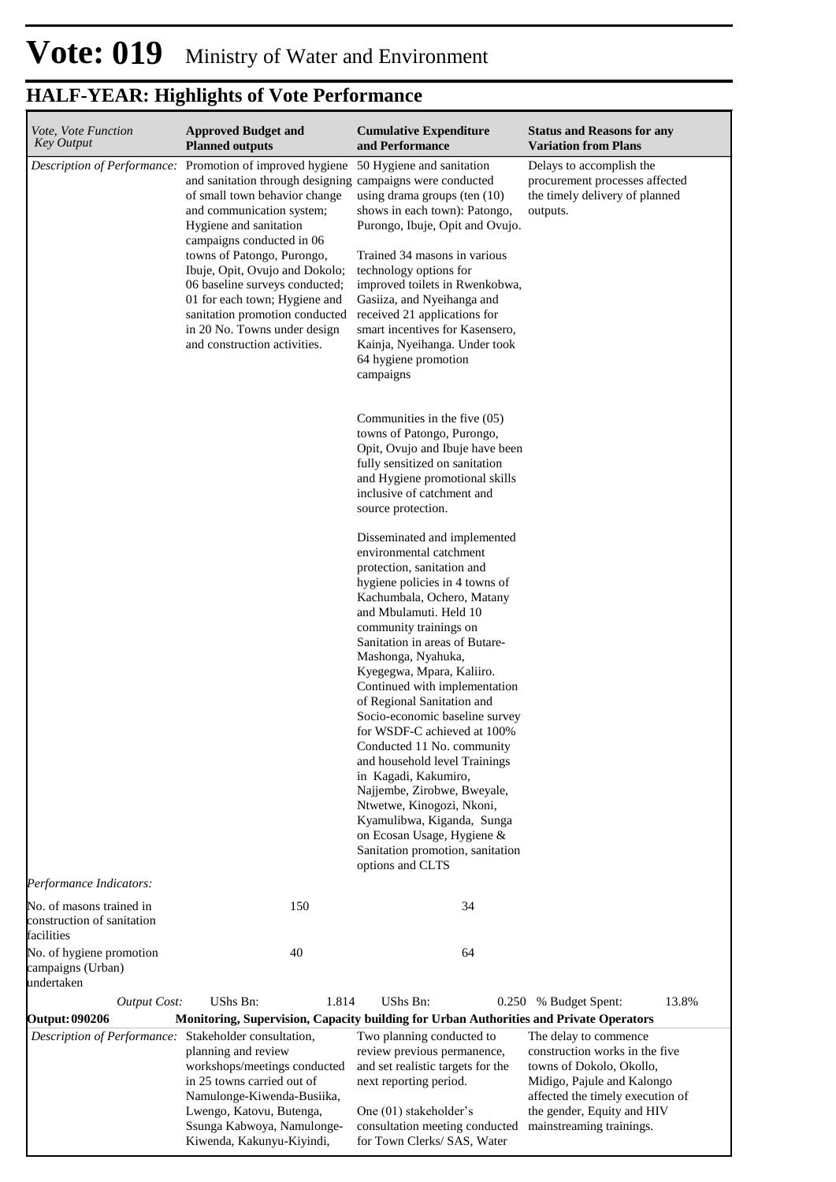# Vote: 019 Ministry of Water and Environment

## HALF-YEAR: Highlights of Vote Performance

| *Vote, Vote Function Key Output* | **Approved Budget and Planned outputs** | **Cumulative Expenditure and Performance** | **Status and Reasons for any Variation from Plans** |
|---|---|---|---|
| *Description of Performance:* | Promotion of improved hygiene and sanitation through designing of small town behavior change and communication system; Hygiene and sanitation campaigns conducted in 06 towns of Patongo, Purongo, Ibuje, Opit, Ovujo and Dokolo; 06 baseline surveys conducted; 01 for each town; Hygiene and sanitation promotion conducted in 20 No. Towns under design and construction activities. | 50 Hygiene and sanitation campaigns were conducted using drama groups (ten (10) shows in each town): Patongo, Purongo, Ibuje, Opit and Ovujo.<br><br>Trained 34 masons in various technology options for improved toilets in Rwenkobwa, Gasiiza, and Nyeihanga and received 21 applications for smart incentives for Kasensero, Kainja, Nyeihanga. Under took 64 hygiene promotion campaigns<br><br>Communities in the five (05) towns of Patongo, Purongo, Opit, Ovujo and Ibuje have been fully sensitized on sanitation and Hygiene promotional skills inclusive of catchment and source protection.<br><br>Disseminated and implemented environmental catchment protection, sanitation and hygiene policies in 4 towns of Kachumbala, Ochero, Matany and Mbulamuti. Held 10 community trainings on Sanitation in areas of Butare-Mashonga, Nyahuka, Kyegegwa, Mpara, Kaliiro. Continued with implementation of Regional Sanitation and Socio-economic baseline survey for WSDF-C achieved at 100% Conducted 11 No. community and household level Trainings in Kagadi, Kakumiro, Najjembe, Zirobwe, Bweyale, Ntwetwe, Kinogozi, Nkoni, Kyamulibwa, Kiganda, Sunga on Ecosan Usage, Hygiene & Sanitation promotion, sanitation options and CLTS | Delays to accomplish the procurement processes affected the timely delivery of planned outputs. |
| *Performance Indicators:* | | | |
| No. of masons trained in construction of sanitation facilities | 150 | 34 | |
| No. of hygiene promotion campaigns (Urban) undertaken | 40 | 64 | |
| *Output Cost:* | UShs Bn: 1.814 | UShs Bn: 0.250 | % Budget Spent: 13.8% |
| **Output: 090206** | **Monitoring, Supervision, Capacity building for Urban Authorities and Private Operators** | | |
| *Description of Performance:* | Stakeholder consultation, planning and review workshops/meetings conducted in 25 towns carried out of Namulonge-Kiwenda-Busiika, Lwengo, Katovu, Butenga, Ssunga Kabwoya, Namulonge-Kiwenda, Kakunyu-Kiyindi, | Two planning conducted to review previous permanence, and set realistic targets for the next reporting period.<br><br>One (01) stakeholder's consultation meeting conducted for Town Clerks/ SAS, Water | The delay to commence construction works in the five towns of Dokolo, Okollo, Midigo, Pajule and Kalongo affected the timely execution of the gender, Equity and HIV mainstreaming trainings. |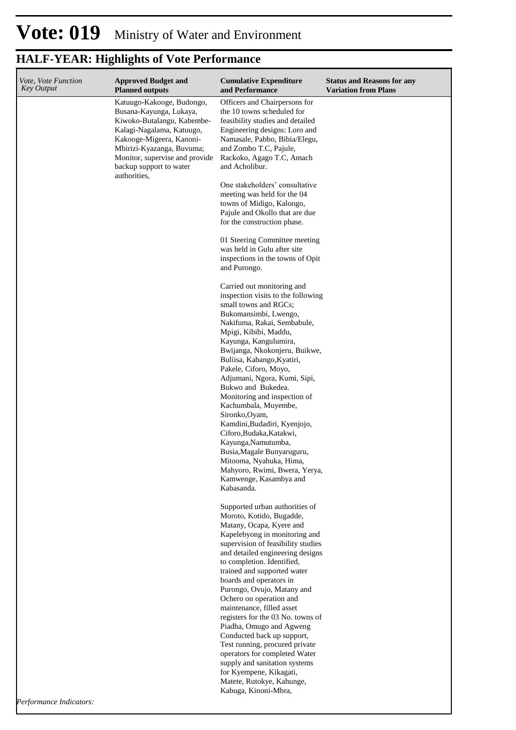# Vote: 019 Ministry of Water and Environment

## HALF-YEAR: Highlights of Vote Performance

| *Vote, Vote Function Key Output* | Approved Budget and Planned outputs | Cumulative Expenditure and Performance | Status and Reasons for any Variation from Plans |
|---|---|---|---|
| | Katuugo-Kakooge, Budongo, Busana-Kayunga, Lukaya, Kiwoko-Butalangu, Kabembe-Kalagi-Nagalama, Katuugo, Kakooge-Migeera, Kanoni-Mbirizi-Kyazanga, Buvuma; Monitor, supervise and provide backup support to water authorities, | Officers and Chairpersons for the 10 towns scheduled for feasibility studies and detailed Engineering designs: Loro and Namasale, Pabbo, Bibia/Elegu, and Zombo T.C, Pajule, Rackoko, Agago T.C, Amach and Acholibur.<br><br>One stakeholders' consultative meeting was held for the 04 towns of Midigo, Kalongo, Pajule and Okollo that are due for the construction phase.<br><br>01 Steering Committee meeting was held in Gulu after site inspections in the towns of Opit and Purongo.<br><br>Carried out monitoring and inspection visits to the following small towns and RGCs; Bukomansimbi, Lwengo, Nakifuma, Rakai, Sembabule, Mpigi, Kibibi, Maddu, Kayunga, Kangulumira, Bwijanga, Nkokonjeru, Buikwe, Buliisa, Kabango,Kyatiri, Pakele, Ciforo, Moyo, Adjumani, Ngora, Kumi, Sipi, Bukwo and Bukedea.<br>Monitoring and inspection of Kachumbala, Muyembe, Sironko,Oyam, Kamdini,Budadiri, Kyenjojo, Ciforo,Budaka,Katakwi, Kayunga,Namutumba, Busia,Magale Bunyaruguru, Mitooma, Nyahuka, Hima, Mahyoro, Rwimi, Bwera, Yerya, Kamwenge, Kasambya and Kabasanda.<br><br>Supported urban authorities of Moroto, Kotido, Bugadde, Matany, Ocapa, Kyere and Kapelebyong in monitoring and supervision of feasibility studies and detailed engineering designs to completion. Identified, trained and supported water boards and operators in Purongo, Ovujo, Matany and Ochero on operation and maintenance, filled asset registers for the 03 No. towns of Piadha, Omugo and Agweng Conducted back up support, Test running, procured private operators for completed Water supply and sanitation systems for Kyempene, Kikagati, Matete, Rutokye, Kahunge, Kabuga, Kinoni-Mbra, | |

*Performance Indicators:*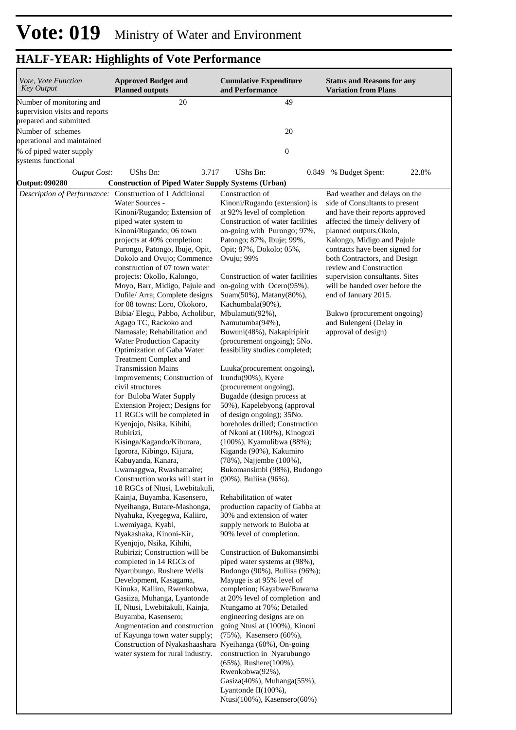# Vote: 019 Ministry of Water and Environment

## HALF-YEAR: Highlights of Vote Performance

| *Vote, Vote Function Key Output* | **Approved Budget and Planned outputs** | **Cumulative Expenditure and Performance** | **Status and Reasons for any Variation from Plans** |
|---|---|---|---|
| Number of monitoring and supervision visits and reports prepared and submitted | 20 | 49 | |
| Number of schemes operational and maintained | | 20 | |
| % of piped water supply systems functional | | 0 | |
| *Output Cost:* | UShs Bn: 3.717 | UShs Bn: 0.849 | % Budget Spent: 22.8% |
| **Output: 090280** | **Construction of Piped Water Supply Systems (Urban)** | | |
| *Description of Performance:* | Construction of 1 Additional Water Sources - Kinoni/Rugando; Extension of piped water system to Kinoni/Rugando; 06 town projects at 40% completion: Purongo, Patongo, Ibuje, Opit, Dokolo and Ovujo; Commence construction of 07 town water projects: Okollo, Kalongo, Moyo, Barr, Midigo, Pajule and Dufile/ Arra; Complete designs for 08 towns: Loro, Okokoro, Bibia/ Elegu, Pabbo, Acholibur, Agago TC, Rackoko and Namasale; Rehabilitation and Water Production Capacity Optimization of Gaba Water Treatment Complex and Transmission Mains Improvements; Construction of civil structures for Buloba Water Supply Extension Project; Designs for 11 RGCs will be completed in Kyenjojo, Nsika, Kihihi, Rubirizi, Kisinga/Kagando/Kiburara, Igorora, Kibingo, Kijura, Kabuyanda, Kanara, Lwamaggwa, Rwashamaire; Construction works will start in 18 RGCs of Ntusi, Lwebitakuli, Kainja, Buyamba, Kasensero, Nyeihanga, Butare-Mashonga, Nyahuka, Kyegegwa, Kaliiro, Lwemiyaga, Kyabi, Nyakashaka, Kinoni-Kir, Kyenjojo, Nsika, Kihihi, Rubirizi; Construction will be completed in 14 RGCs of Nyarubungo, Rushere Wells Development, Kasagama, Kinuka, Kaliiro, Rwenkobwa, Gasiiza, Muhanga, Lyantonde II, Ntusi, Lwebitakuli, Kainja, Buyamba, Kasensero; Augmentation and construction of Kayunga town water supply; Construction of Nyakashaashara water system for rural industry. | Construction of Kinoni/Rugando (extension) is at 92% level of completion Construction of water facilities on-going with Purongo; 97%, Patongo; 87%, Ibuje; 99%, Opit; 87%, Dokolo; 05%, Ovuju; 99%<br><br>Construction of water facilities on-going with Ocero(95%), Suam(50%), Matany(80%), Kachumbala(90%), Mbulamuti(92%), Namutumba(94%), Buwuni(48%), Nakapiripirit (procurement ongoing); 5No. feasibility studies completed;<br><br>Luuka(procurement ongoing), Irundu(90%), Kyere (procurement ongoing), Bugadde (design process at 50%), Kapelebyong (approval of design ongoing); 35No. boreholes drilled; Construction of Nkoni at (100%), Kinogozi (100%), Kyamulibwa (88%); Kiganda (90%), Kakumiro (78%), Najjembe (100%), Bukomansimbi (98%), Budongo (90%), Buliisa (96%).<br><br>Rehabilitation of water production capacity of Gabba at 30% and extension of water supply network to Buloba at 90% level of completion.<br><br>Construction of Bukomansimbi piped water systems at (98%), Budongo (90%), Buliisa (96%); Mayuge is at 95% level of completion; Kayabwe/Buwama at 20% level of completion and Ntungamo at 70%; Detailed engineering designs are on going Ntusi at (100%), Kinoni (75%), Kasensero (60%), Nyeihanga (60%), On-going construction in Nyarubungo (65%), Rushere(100%), Rwenkobwa(92%), Gasiza(40%), Muhanga(55%), Lyantonde II(100%), Ntusi(100%), Kasensero(60%) | Bad weather and delays on the side of Consultants to present and have their reports approved affected the timely delivery of planned outputs.Okolo, Kalongo, Midigo and Pajule contracts have been signed for both Contractors, and Design review and Construction supervision consultants. Sites will be handed over before the end of January 2015.<br><br>Bukwo (procurement ongoing) and Bulengeni (Delay in approval of design) |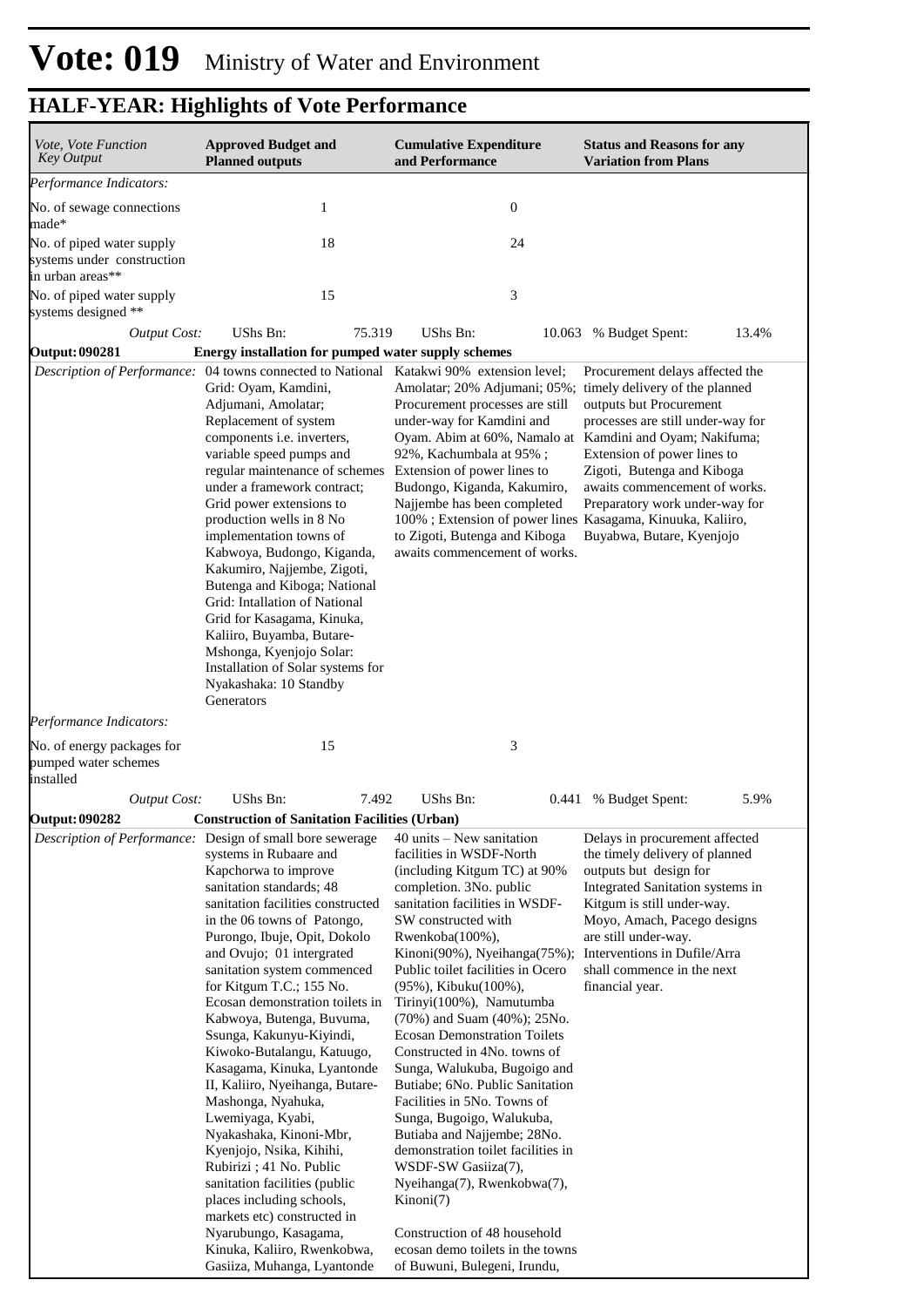# Vote: 019 Ministry of Water and Environment

## HALF-YEAR: Highlights of Vote Performance

| *Vote, Vote Function Key Output* | **Approved Budget and Planned outputs** | **Cumulative Expenditure and Performance** | **Status and Reasons for any Variation from Plans** |
|---|---|---|---|
| *Performance Indicators:* | | | |
| No. of sewage connections made* | 1 | 0 | |
| No. of piped water supply systems under construction in urban areas** | 18 | 24 | |
| No. of piped water supply systems designed ** | 15 | 3 | |
| *Output Cost:* | UShs Bn: 75.319 | UShs Bn: 10.063 | % Budget Spent: 13.4% |
| **Output: 090281** | **Energy installation for pumped water supply schemes** | | |
| *Description of Performance:* | 04 towns connected to National Grid: Oyam, Kamdini, Adjumani, Amolatar; Replacement of system components i.e. inverters, variable speed pumps and regular maintenance of schemes under a framework contract; Grid power extensions to production wells in 8 No implementation towns of Kabwoya, Budongo, Kiganda, Kakumiro, Najjembe, Zigoti, Butenga and Kiboga; National Grid: Intallation of National Grid for Kasagama, Kinuka, Kaliiro, Buyamba, Butare-Mshonga, Kyenjojo Solar: Installation of Solar systems for Nyakashaka: 10 Standby Generators | Katakwi 90% extension level; Amolatar; 20% Adjumani; 05%; Procurement processes are still under-way for Kamdini and Oyam. Abim at 60%, Namalo at 92%, Kachumbala at 95% ; Extension of power lines to Budongo, Kiganda, Kakumiro, Najjembe has been completed 100% ; Extension of power lines to Zigoti, Butenga and Kiboga awaits commencement of works. | Procurement delays affected the timely delivery of the planned outputs but Procurement processes are still under-way for Kamdini and Oyam; Nakifuma; Extension of power lines to Zigoti, Butenga and Kiboga awaits commencement of works. Preparatory work under-way for Kasagama, Kinuuka, Kaliiro, Buyabwa, Butare, Kyenjojo |
| *Performance Indicators:* | | | |
| No. of energy packages for pumped water schemes installed | 15 | 3 | |
| *Output Cost:* | UShs Bn: 7.492 | UShs Bn: 0.441 | % Budget Spent: 5.9% |
| **Output: 090282** | **Construction of Sanitation Facilities (Urban)** | | |
| *Description of Performance:* | Design of small bore sewerage systems in Rubaare and Kapchorwa to improve sanitation standards; 48 sanitation facilities constructed in the 06 towns of Patongo, Purongo, Ibuje, Opit, Dokolo and Ovujo; 01 intergrated sanitation system commenced for Kitgum T.C.; 155 No. Ecosan demonstration toilets in Kabwoya, Butenga, Buvuma, Ssunga, Kakunyu-Kiyindi, Kiwoko-Butalangu, Katuugo, Kasagama, Kinuka, Lyantonde II, Kaliiro, Nyeihanga, Butare-Mashonga, Nyahuka, Lwemiyaga, Kyabi, Nyakashaka, Kinoni-Mbr, Kyenjojo, Nsika, Kihihi, Rubirizi ; 41 No. Public sanitation facilities (public places including schools, markets etc) constructed in Nyarubungo, Kasagama, Kinuka, Kaliiro, Rwenkobwa, Gasiiza, Muhanga, Lyantonde | 40 units – New sanitation facilities in WSDF-North (including Kitgum TC) at 90% completion. 3No. public sanitation facilities in WSDF-SW constructed with Rwenkoba(100%), Kinoni(90%), Nyeihanga(75%); Public toilet facilities in Ocero (95%), Kibuku(100%), Tirinyi(100%), Namutumba (70%) and Suam (40%); 25No. Ecosan Demonstration Toilets Constructed in 4No. towns of Sunga, Walukuba, Bugoigo and Butiabe; 6No. Public Sanitation Facilities in 5No. Towns of Sunga, Bugoigo, Walukuba, Butiaba and Najjembe; 28No. demonstration toilet facilities in WSDF-SW Gasiiza(7), Nyeihanga(7), Rwenkobwa(7), Kinoni(7)<br><br>Construction of 48 household ecosan demo toilets in the towns of Buwuni, Bulegeni, Irundu, | Delays in procurement affected the timely delivery of planned outputs but design for Integrated Sanitation systems in Kitgum is still under-way. Moyo, Amach, Pacego designs are still under-way. Interventions in Dufile/Arra shall commence in the next financial year. |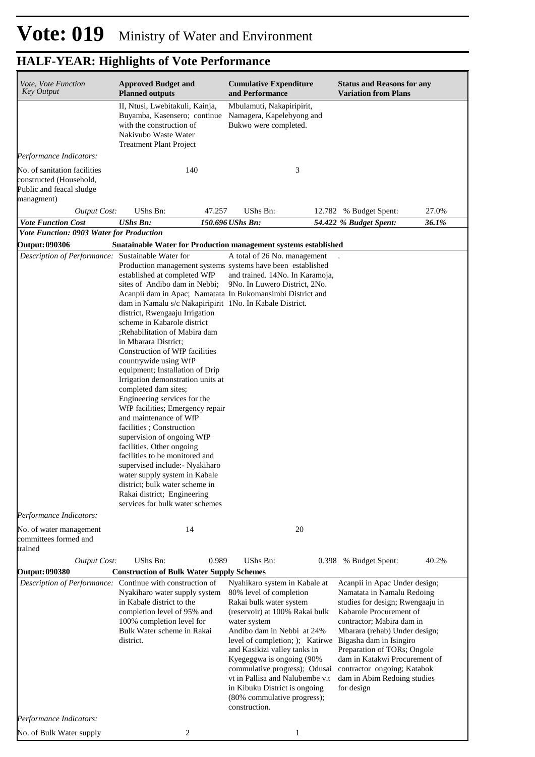# Vote: 019 Ministry of Water and Environment

## HALF-YEAR: Highlights of Vote Performance

| *Vote, Vote Function Key Output* | **Approved Budget and Planned outputs** | | **Cumulative Expenditure and Performance** | | **Status and Reasons for any Variation from Plans** | |
|---|---|---|---|---|---|---|
| | II, Ntusi, Lwebitakuli, Kainja, Buyamba, Kasensero; continue with the construction of Nakivubo Waste Water Treatment Plant Project | | Mbulamuti, Nakapiripirit, Namagera, Kapelebyong and Bukwo were completed. | | | |
| *Performance Indicators:* | | | | | | |
| No. of sanitation facilities constructed (Household, Public and feacal sludge managment) | | 140 | | 3 | | |
| *Output Cost:* | UShs Bn: | 47.257 | UShs Bn: | 12.782 | % Budget Spent: | 27.0% |
| ***Vote Function Cost*** | ***UShs Bn:*** | ***150.696*** | ***UShs Bn:*** | ***54.422*** | ***% Budget Spent:*** | ***36.1%*** |
| ***Vote Function: 0903 Water for Production*** | | | | | | |
| **Output: 090306** | **Suatainable Water for Production management systems established** | | | | | |
| *Description of Performance:* | Sustainable Water for Production management systems established at completed WfP sites of Andibo dam in Nebbi; Acanpii dam in Apac; Namatata dam in Namalu s/c Nakapiripirit district, Rwengaaju Irrigation scheme in Kabarole district ;Rehabilitation of Mabira dam in Mbarara District; Construction of WfP facilities countrywide using WfP equipment; Installation of Drip Irrigation demonstration units at completed dam sites; Engineering services for the WfP facilities; Emergency repair and maintenance of WfP facilities ; Construction supervision of ongoing WfP facilities. Other ongoing facilities to be monitored and supervised include:- Nyakiharo water supply system in Kabale district; bulk water scheme in Rakai district; Engineering services for bulk water schemes | | A total of 26 No. management systems have been established and trained. 14No. In Karamoja, 9No. In Luwero District, 2No. In Bukomansimbi District and 1No. In Kabale District. | | . | |
| *Performance Indicators:* | | | | | | |
| No. of water management committees formed and trained | | 14 | | 20 | | |
| *Output Cost:* | UShs Bn: | 0.989 | UShs Bn: | 0.398 | % Budget Spent: | 40.2% |
| **Output: 090380** | **Construction of Bulk Water Supply Schemes** | | | | | |
| *Description of Performance:* | Continue with construction of Nyakiharo water supply system in Kabale district to the completion level of 95% and 100% completion level for Bulk Water scheme in Rakai district. | | Nyahikaro system in Kabale at 80% level of completion Rakai bulk water system (reservoir) at 100% Rakai bulk water system Andibo dam in Nebbi at 24% level of completion; ); Katirwe and Kasikizi valley tanks in Kyegeggwa is ongoing (90% commulative progress); Odusai vt in Pallisa and Nalubembe v.t in Kibuku District is ongoing (80% commulative progress); construction. | | Acanpii in Apac Under design; Namatata in Namalu Redoing studies for design; Rwengaaju in Kabarole Procurement of contractor; Mabira dam in Mbarara (rehab) Under design; Bigasha dam in Isingiro Preparation of TORs; Ongole dam in Katakwi Procurement of contractor ongoing; Katabok dam in Abim Redoing studies for design | |
| *Performance Indicators:* | | | | | | |
| No. of Bulk Water supply | | 2 | | 1 | | |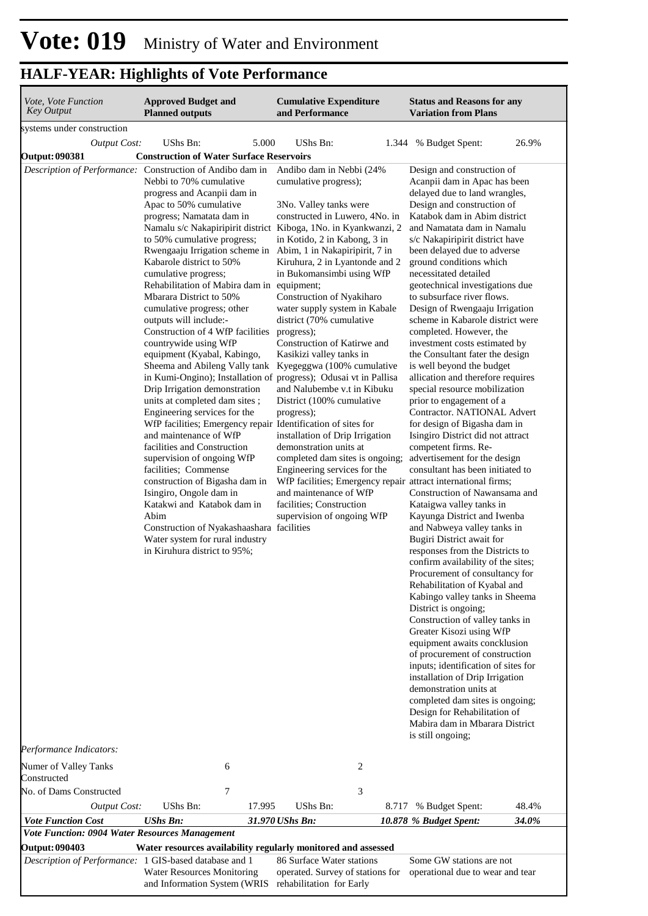# Vote: 019 Ministry of Water and Environment

## HALF-YEAR: Highlights of Vote Performance

| *Vote, Vote Function Key Output* | **Approved Budget and Planned outputs** | | **Cumulative Expenditure and Performance** | | **Status and Reasons for any Variation from Plans** | |
|---|---|---|---|---|---|---|
| systems under construction | | | | | | |
| *Output Cost:* | UShs Bn: | 5.000 | UShs Bn: | 1.344 | % Budget Spent: | 26.9% |
| **Output: 090381** | **Construction of Water Surface Reservoirs** | | | | | |
| *Description of Performance:* | Construction of Andibo dam in Nebbi to 70% cumulative progress and Acanpii dam in Apac to 50% cumulative progress; Namatata dam in Namalu s/c Nakapiripirit district to 50% cumulative progress; Rwengaaju Irrigation scheme in Kabarole district to 50% cumulative progress; Rehabilitation of Mabira dam in Mbarara District to 50% cumulative progress; other outputs will include:- Construction of 4 WfP facilities countrywide using WfP equipment (Kyabal, Kabingo, Sheema and Abileng Vally tank in Kumi-Ongino); Installation of Drip Irrigation demonstration units at completed dam sites ; Engineering services for the WfP facilities; Emergency repair and maintenance of WfP facilities and Construction supervision of ongoing WfP facilities; Commense construction of Bigasha dam in Isingiro, Ongole dam in Katakwi and Katabok dam in Abim Construction of Nyakashaashara Water system for rural industry in Kiruhura district to 95%; | | Andibo dam in Nebbi (24% cumulative progress); 3No. Valley tanks were constructed in Luwero, 4No. in Kiboga, 1No. in Kyankwanzi, 2 in Kotido, 2 in Kabong, 3 in Abim, 1 in Nakapiripirit, 7 in Kiruhura, 2 in Lyantonde and 2 in Bukomansimbi using WfP equipment; Construction of Nyakiharo water supply system in Kabale district (70% cumulative progress); Construction of Katirwe and Kasikizi valley tanks in Kyegeggwa (100% cumulative progress); Odusai vt in Pallisa and Nalubembe v.t in Kibuku District (100% cumulative progress); Identification of sites for installation of Drip Irrigation demonstration units at completed dam sites is ongoing; Engineering services for the WfP facilities; Emergency repair and maintenance of WfP facilities; Construction supervision of ongoing WfP facilities | | Design and construction of Acanpii dam in Apac has been delayed due to land wrangles, Design and construction of Katabok dam in Abim district and Namatata dam in Namalu s/c Nakapiripirit district have been delayed due to adverse ground conditions which necessitated detailed geotechnical investigations due to subsurface river flows. Design of Rwengaaju Irrigation scheme in Kabarole district were completed. However, the investment costs estimated by the Consultant fater the design is well beyond the budget allication and therefore requires special resource mobilization prior to engagement of a Contractor. NATIONAL Advert for design of Bigasha dam in Isingiro District did not attract competent firms. Re-advertisement for the design consultant has been initiated to attract international firms; Construction of Nawansama and Kataigwa valley tanks in Kayunga District and Iwenba and Nabweya valley tanks in Bugiri District await for responses from the Districts to confirm availability of the sites; Procurement of consultancy for Rehabilitation of Kyabal and Kabingo valley tanks in Sheema District is ongoing; Construction of valley tanks in Greater Kisozi using WfP equipment awaits concklusion of procurement of construction inputs; identification of sites for installation of Drip Irrigation demonstration units at completed dam sites is ongoing; Design for Rehabilitation of Mabira dam in Mbarara District is still ongoing; | |
| *Performance Indicators:* | | | | | | |
| Numer of Valley Tanks Constructed | | 6 | | 2 | | |
| No. of Dams Constructed | | 7 | | 3 | | |
| *Output Cost:* | UShs Bn: | 17.995 | UShs Bn: | 8.717 | % Budget Spent: | 48.4% |
| ***Vote Function Cost*** | ***UShs Bn:*** | ***31.970*** | ***UShs Bn:*** | ***10.878*** | ***% Budget Spent:*** | ***34.0%*** |
| ***Vote Function: 0904 Water Resources Management*** | | | | | | |
| **Output: 090403** | **Water resources availability regularly monitored and assessed** | | | | | |
| *Description of Performance:* | 1 GIS-based database and 1 Water Resources Monitoring and Information System (WRIS | | 86 Surface Water stations operated. Survey of stations for rehabilitation for Early | | Some GW stations are not operational due to wear and tear | |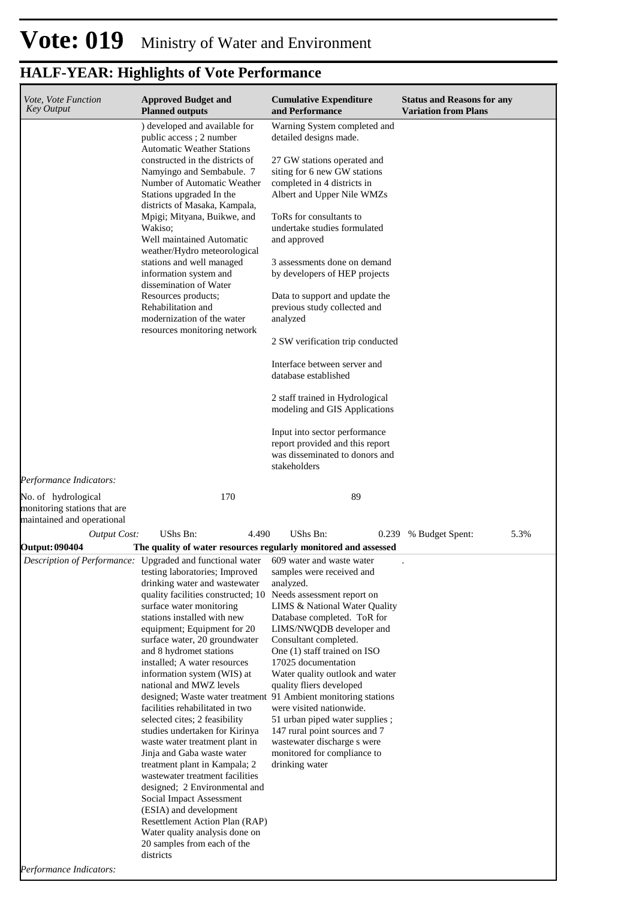# Vote: 019 Ministry of Water and Environment

## HALF-YEAR: Highlights of Vote Performance

| *Vote, Vote Function Key Output* | **Approved Budget and Planned outputs** | **Cumulative Expenditure and Performance** | **Status and Reasons for any Variation from Plans** |
|---|---|---|---|
| | ) developed and available for public access ; 2 number Automatic Weather Stations constructed in the districts of Namyingo and Sembabule. 7 Number of Automatic Weather Stations upgraded In the districts of Masaka, Kampala, Mpigi; Mityana, Buikwe, and Wakiso; Well maintained Automatic weather/Hydro meteorological stations and well managed information system and dissemination of Water Resources products; Rehabilitation and modernization of the water resources monitoring network | Warning System completed and detailed designs made.<br><br>27 GW stations operated and siting for 6 new GW stations completed in 4 districts in Albert and Upper Nile WMZs<br><br>ToRs for consultants to undertake studies formulated and approved<br><br>3 assessments done on demand by developers of HEP projects<br><br>Data to support and update the previous study collected and analyzed<br><br>2 SW verification trip conducted<br><br>Interface between server and database established<br><br>2 staff trained in Hydrological modeling and GIS Applications<br><br>Input into sector performance report provided and this report was disseminated to donors and stakeholders | |
| *Performance Indicators:* | | | |
| No. of hydrological monitoring stations that are maintained and operational | 170 | 89 | |
| *Output Cost:* | UShs Bn: 4.490 | UShs Bn: 0.239 | % Budget Spent: 5.3% |
| **Output: 090404** | **The quality of water resources regularly monitored and assessed** | | |
| *Description of Performance:* | Upgraded and functional water testing laboratories; Improved drinking water and wastewater quality facilities constructed; 10 surface water monitoring stations installed with new equipment; Equipment for 20 surface water, 20 groundwater and 8 hydromet stations installed; A water resources information system (WIS) at national and MWZ levels designed; Waste water treatment facilities rehabilitated in two selected cites; 2 feasibility studies undertaken for Kirinya waste water treatment plant in Jinja and Gaba waste water treatment plant in Kampala; 2 wastewater treatment facilities designed; 2 Environmental and Social Impact Assessment (ESIA) and development Resettlement Action Plan (RAP) Water quality analysis done on 20 samples from each of the districts | 609 water and waste water samples were received and analyzed.<br>Needs assessment report on LIMS & National Water Quality Database completed. ToR for LIMS/NWQDB developer and Consultant completed.<br>One (1) staff trained on ISO 17025 documentation<br>Water quality outlook and water quality fliers developed<br>91 Ambient monitoring stations were visited nationwide.<br>51 urban piped water supplies ; 147 rural point sources and 7 wastewater discharge s were monitored for compliance to drinking water | . |
| *Performance Indicators:* | | | |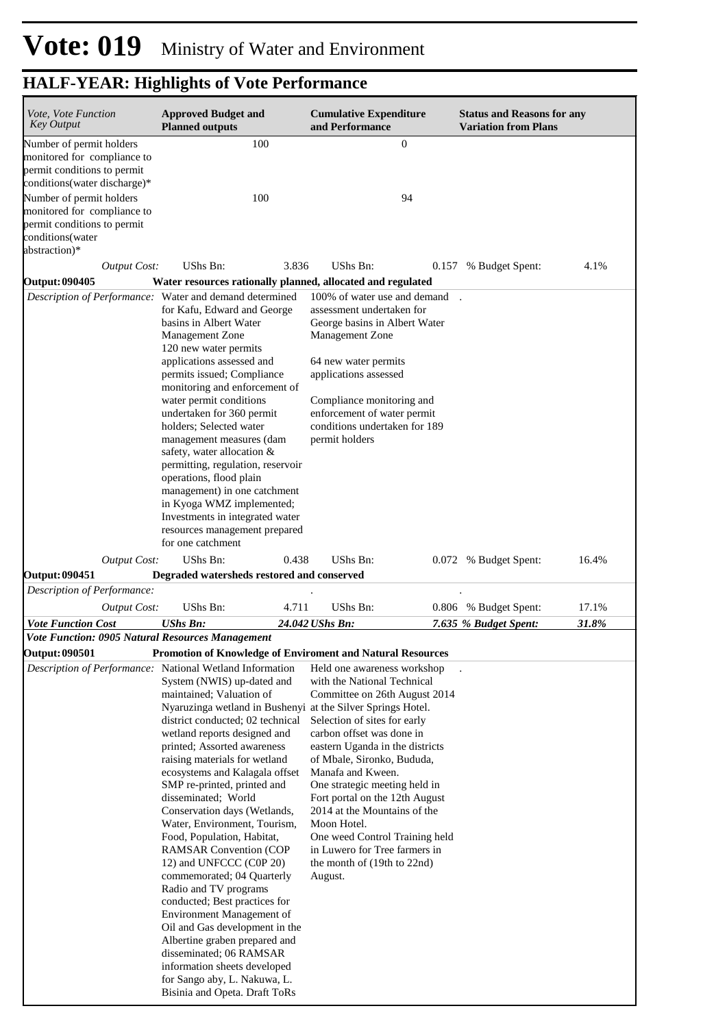# Vote: 019 Ministry of Water and Environment

## HALF-YEAR: Highlights of Vote Performance

| *Vote, Vote Function Key Output* | **Approved Budget and Planned outputs** | | **Cumulative Expenditure and Performance** | | **Status and Reasons for any Variation from Plans** | |
|---|---|---|---|---|---|---|
| Number of permit holders monitored for compliance to permit conditions to permit conditions(water discharge)* | | 100 | | 0 | | |
| Number of permit holders monitored for compliance to permit conditions to permit conditions(water abstraction)* | | 100 | | 94 | | |
| *Output Cost:* | UShs Bn: | 3.836 | UShs Bn: | 0.157 | % Budget Spent: | 4.1% |
| **Output: 090405** | **Water resources rationally planned, allocated and regulated** | | | | | |
| *Description of Performance:* | Water and demand determined for Kafu, Edward and George basins in Albert Water Management Zone<br>120 new water permits applications assessed and permits issued; Compliance monitoring and enforcement of water permit conditions undertaken for 360 permit holders; Selected water management measures (dam safety, water allocation & permitting, regulation, reservoir operations, flood plain management) in one catchment in Kyoga WMZ implemented; Investments in integrated water resources management prepared for one catchment | | 100% of water use and demand assessment undertaken for George basins in Albert Water Management Zone<br><br>64 new water permits applications assessed<br><br>Compliance monitoring and enforcement of water permit conditions undertaken for 189 permit holders | | . | |
| *Output Cost:* | UShs Bn: | 0.438 | UShs Bn: | 0.072 | % Budget Spent: | 16.4% |
| **Output: 090451** | **Degraded watersheds restored and conserved** | | | | | |
| *Description of Performance:* | | | . | | . | |
| *Output Cost:* | UShs Bn: | 4.711 | UShs Bn: | 0.806 | % Budget Spent: | 17.1% |
| ***Vote Function Cost*** | ***UShs Bn:*** | ***24.042*** | ***UShs Bn:*** | ***7.635*** | ***% Budget Spent:*** | ***31.8%*** |
| ***Vote Function: 0905 Natural Resources Management*** | | | | | | |
| **Output: 090501** | **Promotion of Knowledge of Enviroment and Natural Resources** | | | | | |
| *Description of Performance:* | National Wetland Information System (NWIS) up-dated and maintained; Valuation of Nyaruzinga wetland in Bushenyi district conducted; 02 technical wetland reports designed and printed; Assorted awareness raising materials for wetland ecosystems and Kalagala offset SMP re-printed, printed and disseminated; World Conservation days (Wetlands, Water, Environment, Tourism, Food, Population, Habitat, RAMSAR Convention (COP 12) and UNFCCC (C0P 20) commemorated; 04 Quarterly Radio and TV programs conducted; Best practices for Environment Management of Oil and Gas development in the Albertine graben prepared and disseminated; 06 RAMSAR information sheets developed for Sango aby, L. Nakuwa, L. Bisinia and Opeta. Draft ToRs | | Held one awareness workshop with the National Technical Committee on 26th August 2014 at the Silver Springs Hotel.<br>Selection of sites for early carbon offset was done in eastern Uganda in the districts of Mbale, Sironko, Bududa, Manafa and Kween.<br>One strategic meeting held in Fort portal on the 12th August 2014 at the Mountains of the Moon Hotel.<br>One weed Control Training held in Luwero for Tree farmers in the month of (19th to 22nd) August. | | . | |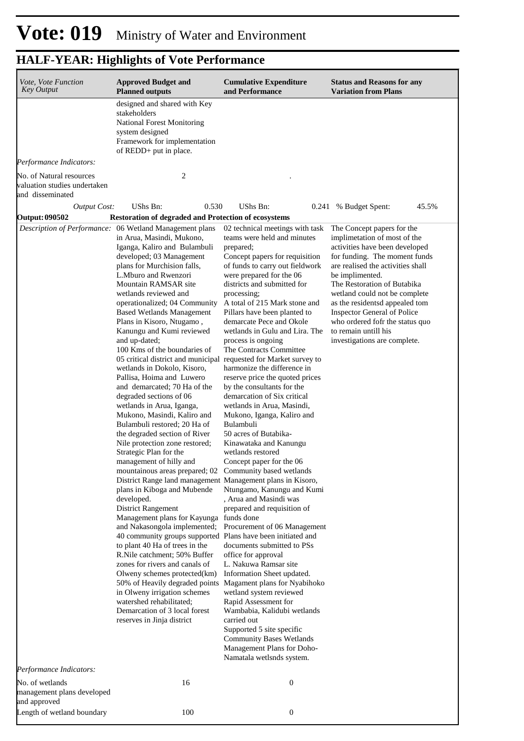# Vote: 019 Ministry of Water and Environment

## HALF-YEAR: Highlights of Vote Performance

| *Vote, Vote Function Key Output* | **Approved Budget and Planned outputs** | **Cumulative Expenditure and Performance** | **Status and Reasons for any Variation from Plans** |
|---|---|---|---|
| | designed and shared with Key stakeholders<br>National Forest Monitoring system designed<br>Framework for implementation of REDD+ put in place. | | |
| *Performance Indicators:* | | | |
| No. of Natural resources valuation studies undertaken and disseminated | 2 | . | |
| *Output Cost:* | UShs Bn: 0.530 | UShs Bn: 0.241 | % Budget Spent: 45.5% |
| **Output: 090502** | **Restoration of degraded and Protection of ecosystems** | | |
| *Description of Performance:* | 06 Wetland Management plans in Arua, Masindi, Mukono, Iganga, Kaliro and Bulambuli developed; 03 Management plans for Murchision falls, L.Mburo and Rwenzori Mountain RAMSAR site wetlands reviewed and operationalized; 04 Community Based Wetlands Management Plans in Kisoro, Ntugamo , Kanungu and Kumi reviewed and up-dated;<br>100 Kms of the boundaries of 05 critical district and municipal wetlands in Dokolo, Kisoro, Pallisa, Hoima and Luwero and demarcated; 70 Ha of the degraded sections of 06 wetlands in Arua, Iganga, Mukono, Masindi, Kaliro and Bulambuli restored; 20 Ha of the degraded section of River Nile protection zone restored; Strategic Plan for the management of hilly and mountainous areas prepared; 02 District Range land management plans in Kiboga and Mubende developed.<br>District Rangement Management plans for Kayunga and Nakasongola implemented; 40 community groups supported to plant 40 Ha of trees in the R.Nile catchment; 50% Buffer zones for rivers and canals of Olweny schemes protected(km) 50% of Heavily degraded points in Olweny irrigation schemes watershed rehabilitated; Demarcation of 3 local forest reserves in Jinja district | 02 technical meetings with task teams were held and minutes prepared;<br>Concept papers for requisition of funds to carry out fieldwork were prepared for the 06 districts and submitted for processing;<br>A total of 215 Mark stone and Pillars have been planted to demarcate Pece and Okole wetlands in Gulu and Lira. The process is ongoing<br>The Contracts Committee requested for Market survey to harmonize the difference in reserve price the quoted prices by the consultants for the demarcation of Six critical wetlands in Arua, Masindi, Mukono, Iganga, Kaliro and Bulambuli<br>50 acres of Butabika-Kinawataka and Kanungu wetlands restored<br>Concept paper for the 06 Community based wetlands Management plans in Kisoro, Ntungamo, Kanungu and Kumi , Arua and Masindi was prepared and requisition of funds done<br>Procurement of 06 Management Plans have been initiated and documents submitted to PSs office for approval<br>L. Nakuwa Ramsar site Information Sheet updated.<br>Magament plans for Nyabihoko wetland system reviewed<br>Rapid Assessment for Wambabia, Kalidubi wetlands carried out<br>Supported 5 site specific Community Bases Wetlands Management Plans for Doho-Namatala wetlsnds system. | The Concept papers for the implimetation of most of the activities have been developed for funding. The moment funds are realised the activities shall be implimented.<br>The Restoration of Butabika wetland could not be complete as the residentsd appealed tom Inspector General of Police who ordered fofr the status quo to remain untill his investigations are complete. |
| *Performance Indicators:* | | | |
| No. of wetlands management plans developed and approved | 16 | 0 | |
| Length of wetland boundary | 100 | 0 | |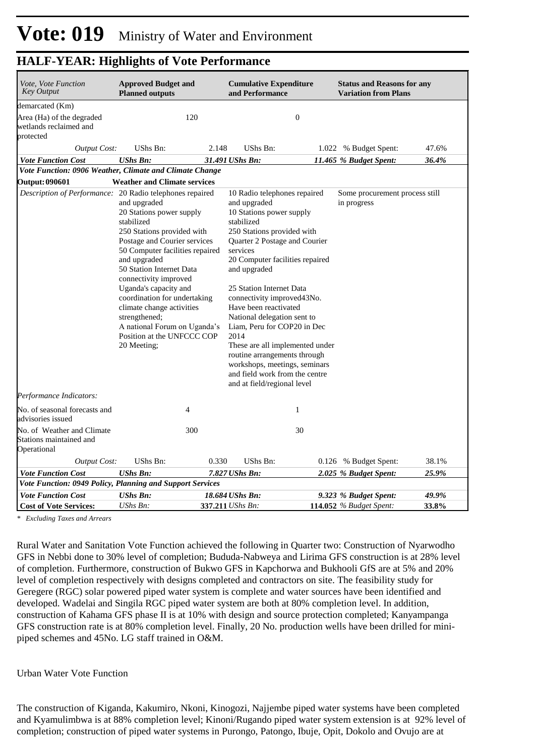# Vote: 019 Ministry of Water and Environment

## HALF-YEAR: Highlights of Vote Performance

| *Vote, Vote Function Key Output* | **Approved Budget and Planned outputs** | | **Cumulative Expenditure and Performance** | | **Status and Reasons for any Variation from Plans** | |
|---|---|---|---|---|---|---|
| demarcated (Km) | | | | | | |
| Area (Ha) of the degraded wetlands reclaimed and protected | | 120 | | 0 | | |
| *Output Cost:* | UShs Bn: | 2.148 | UShs Bn: | 1.022 | % Budget Spent: | 47.6% |
| ***Vote Function Cost*** | ***UShs Bn:*** | ***31.491*** | ***UShs Bn:*** | ***11.465*** | ***% Budget Spent:*** | ***36.4%*** |
| ***Vote Function: 0906 Weather, Climate and Climate Change*** | | | | | | |
| **Output: 090601** | **Weather and Climate services** | | | | | |
| *Description of Performance:* | 20 Radio telephones repaired and upgraded<br>20 Stations power supply stabilized<br>250 Stations provided with Postage and Courier services<br>50 Computer facilities repaired and upgraded<br>50 Station Internet Data connectivity improved<br>Uganda's capacity and coordination for undertaking climate change activities strengthened;<br>A national Forum on Uganda's Position at the UNFCCC COP 20 Meeting; | | 10 Radio telephones repaired and upgraded<br>10 Stations power supply stabilized<br>250 Stations provided with Quarter 2 Postage and Courier services<br>20 Computer facilities repaired and upgraded<br><br>25 Station Internet Data connectivity improved43No. Have been reactivated<br>National delegation sent to Liam, Peru for COP20 in Dec 2014<br>These are all implemented under routine arrangements through workshops, meetings, seminars and field work from the centre and at field/regional level | | Some procurement process still in progress | |
| *Performance Indicators:* | | | | | | |
| No. of seasonal forecasts and advisories issued | | 4 | | 1 | | |
| No. of Weather and Climate Stations maintained and Operational | | 300 | | 30 | | |
| *Output Cost:* | UShs Bn: | 0.330 | UShs Bn: | 0.126 | % Budget Spent: | 38.1% |
| ***Vote Function Cost*** | ***UShs Bn:*** | ***7.827*** | ***UShs Bn:*** | ***2.025*** | ***% Budget Spent:*** | ***25.9%*** |
| ***Vote Function: 0949 Policy, Planning and Support Services*** | | | | | | |
| ***Vote Function Cost*** | ***UShs Bn:*** | ***18.684*** | ***UShs Bn:*** | ***9.323*** | ***% Budget Spent:*** | ***49.9%*** |
| **Cost of Vote Services:** | *UShs Bn:* | **337.211** | *UShs Bn:* | **114.052** | *% Budget Spent:* | **33.8%** |

*\* Excluding Taxes and Arrears*

Rural Water and Sanitation Vote Function achieved the following in Quarter two: Construction of Nyarwodho GFS in Nebbi done to 30% level of completion; Bududa-Nabweya and Lirima GFS construction is at 28% level of completion. Furthermore, construction of Bukwo GFS in Kapchorwa and Bukhooli GfS are at 5% and 20% level of completion respectively with designs completed and contractors on site. The feasibility study for Geregere (RGC) solar powered piped water system is complete and water sources have been identified and developed. Wadelai and Singila RGC piped water system are both at 80% completion level. In addition, construction of Kahama GFS phase II is at 10% with design and source protection completed; Kanyampanga GFS construction rate is at 80% completion level. Finally, 20 No. production wells have been drilled for mini-piped schemes and 45No. LG staff trained in O&M.

Urban Water Vote Function

The construction of Kiganda, Kakumiro, Nkoni, Kinogozi, Najjembe piped water systems have been completed and Kyamulimbwa is at 88% completion level; Kinoni/Rugando piped water system extension is at 92% level of completion; construction of piped water systems in Purongo, Patongo, Ibuje, Opit, Dokolo and Ovujo are at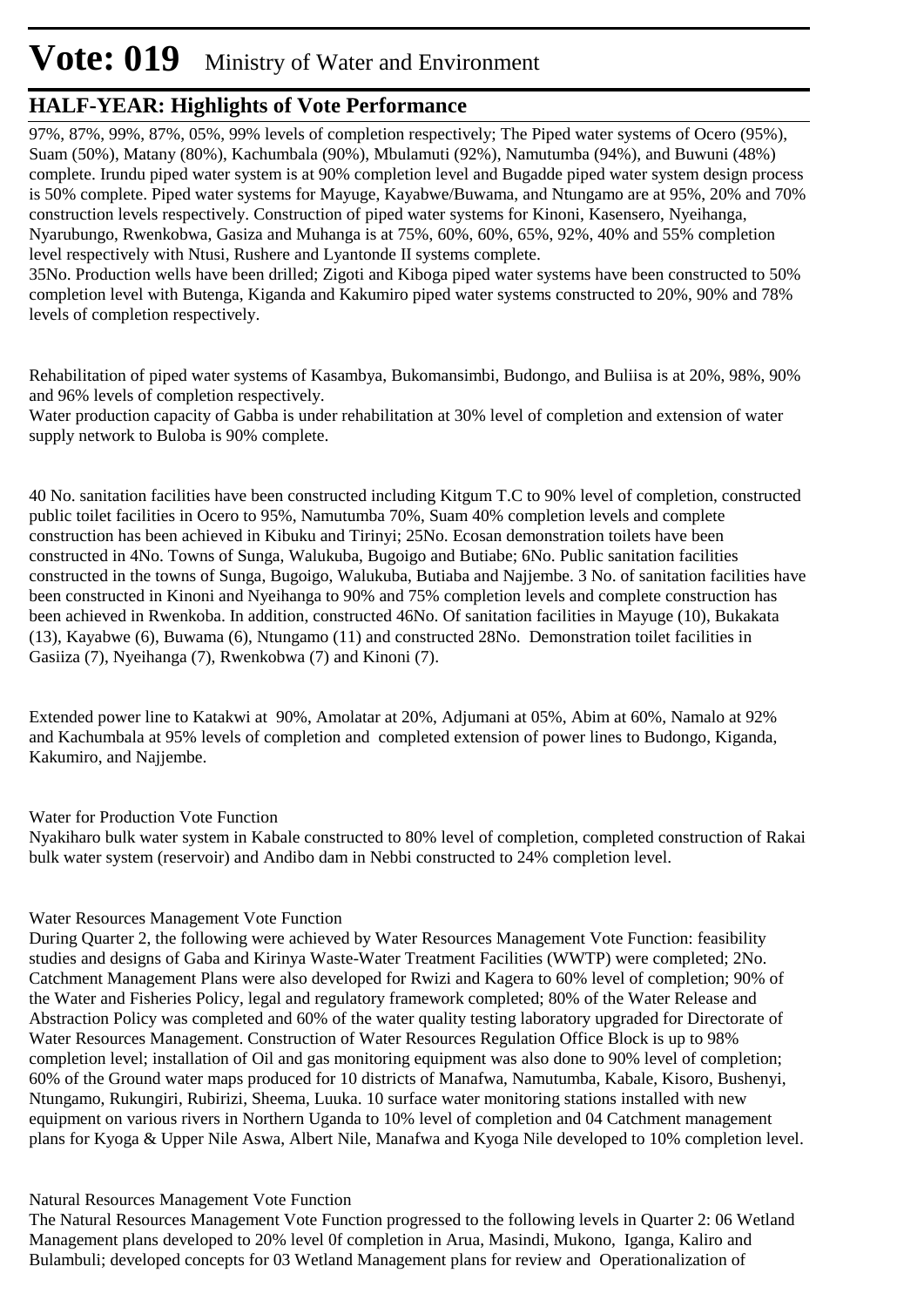97%, 87%, 99%, 87%, 05%, 99% levels of completion respectively; The Piped water systems of Ocero (95%), Suam (50%), Matany (80%), Kachumbala (90%), Mbulamuti (92%), Namutumba (94%), and Buwuni (48%) complete. Irundu piped water system is at 90% completion level and Bugadde piped water system design process is 50% complete. Piped water systems for Mayuge, Kayabwe/Buwama, and Ntungamo are at 95%, 20% and 70% construction levels respectively. Construction of piped water systems for Kinoni, Kasensero, Nyeihanga, Nyarubungo, Rwenkobwa, Gasiza and Muhanga is at 75%, 60%, 60%, 65%, 92%, 40% and 55% completion level respectively with Ntusi, Rushere and Lyantonde II systems complete.
35No. Production wells have been drilled; Zigoti and Kiboga piped water systems have been constructed to 50% completion level with Butenga, Kiganda and Kakumiro piped water systems constructed to 20%, 90% and 78% levels of completion respectively.

Rehabilitation of piped water systems of Kasambya, Bukomansimbi, Budongo, and Buliisa is at 20%, 98%, 90% and 96% levels of completion respectively.
Water production capacity of Gabba is under rehabilitation at 30% level of completion and extension of water supply network to Buloba is 90% complete.

40 No. sanitation facilities have been constructed including Kitgum T.C to 90% level of completion, constructed public toilet facilities in Ocero to 95%, Namutumba 70%, Suam 40% completion levels and complete construction has been achieved in Kibuku and Tirinyi; 25No. Ecosan demonstration toilets have been constructed in 4No. Towns of Sunga, Walukuba, Bugoigo and Butiabe; 6No. Public sanitation facilities constructed in the towns of Sunga, Bugoigo, Walukuba, Butiaba and Najjembe. 3 No. of sanitation facilities have been constructed in Kinoni and Nyeihanga to 90% and 75% completion levels and complete construction has been achieved in Rwenkoba. In addition, constructed 46No. Of sanitation facilities in Mayuge (10), Bukakata (13), Kayabwe (6), Buwama (6), Ntungamo (11) and constructed 28No. Demonstration toilet facilities in Gasiiza (7), Nyeihanga (7), Rwenkobwa (7) and Kinoni (7).

Extended power line to Katakwi at 90%, Amolatar at 20%, Adjumani at 05%, Abim at 60%, Namalo at 92% and Kachumbala at 95% levels of completion and completed extension of power lines to Budongo, Kiganda, Kakumiro, and Najjembe.

Water for Production Vote Function
Nyakiharo bulk water system in Kabale constructed to 80% level of completion, completed construction of Rakai bulk water system (reservoir) and Andibo dam in Nebbi constructed to 24% completion level.

Water Resources Management Vote Function
During Quarter 2, the following were achieved by Water Resources Management Vote Function: feasibility studies and designs of Gaba and Kirinya Waste-Water Treatment Facilities (WWTP) were completed; 2No. Catchment Management Plans were also developed for Rwizi and Kagera to 60% level of completion; 90% of the Water and Fisheries Policy, legal and regulatory framework completed; 80% of the Water Release and Abstraction Policy was completed and 60% of the water quality testing laboratory upgraded for Directorate of Water Resources Management. Construction of Water Resources Regulation Office Block is up to 98% completion level; installation of Oil and gas monitoring equipment was also done to 90% level of completion; 60% of the Ground water maps produced for 10 districts of Manafwa, Namutumba, Kabale, Kisoro, Bushenyi, Ntungamo, Rukungiri, Rubirizi, Sheema, Luuka. 10 surface water monitoring stations installed with new equipment on various rivers in Northern Uganda to 10% level of completion and 04 Catchment management plans for Kyoga & Upper Nile Aswa, Albert Nile, Manafwa and Kyoga Nile developed to 10% completion level.

Natural Resources Management Vote Function
The Natural Resources Management Vote Function progressed to the following levels in Quarter 2: 06 Wetland Management plans developed to 20% level 0f completion in Arua, Masindi, Mukono, Iganga, Kaliro and Bulambuli; developed concepts for 03 Wetland Management plans for review and Operationalization of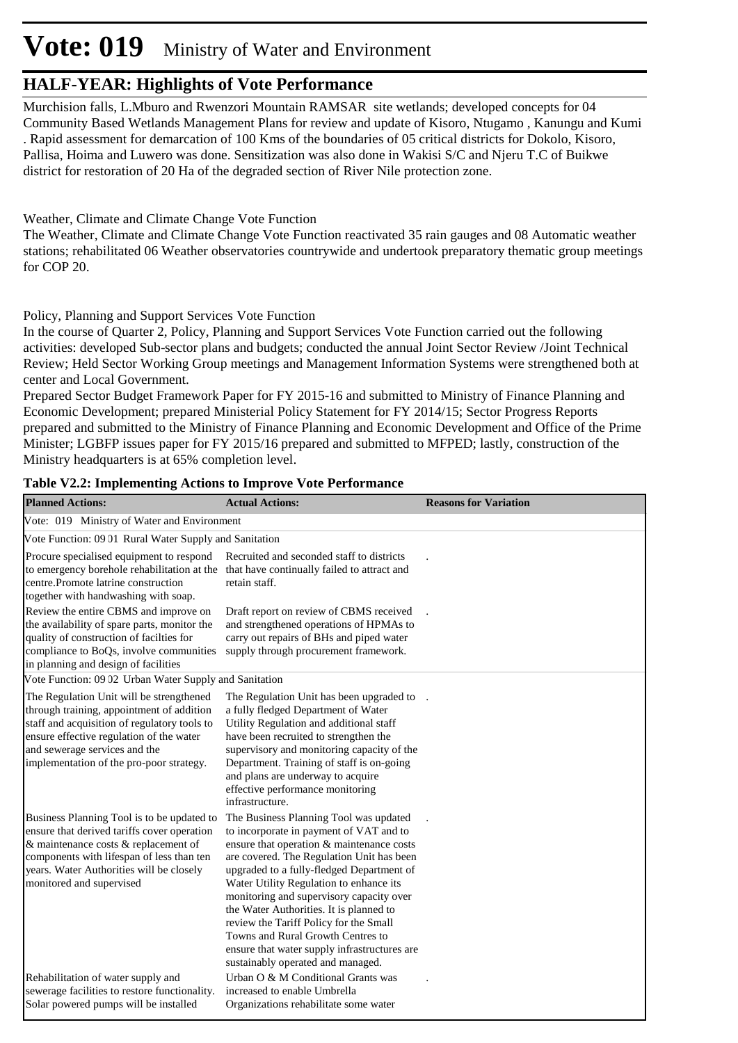# Vote: 019 Ministry of Water and Environment

## HALF-YEAR: Highlights of Vote Performance

Murchision falls, L.Mburo and Rwenzori Mountain RAMSAR site wetlands; developed concepts for 04 Community Based Wetlands Management Plans for review and update of Kisoro, Ntugamo , Kanungu and Kumi . Rapid assessment for demarcation of 100 Kms of the boundaries of 05 critical districts for Dokolo, Kisoro, Pallisa, Hoima and Luwero was done. Sensitization was also done in Wakisi S/C and Njeru T.C of Buikwe district for restoration of 20 Ha of the degraded section of River Nile protection zone.

Weather, Climate and Climate Change Vote Function

The Weather, Climate and Climate Change Vote Function reactivated 35 rain gauges and 08 Automatic weather stations; rehabilitated 06 Weather observatories countrywide and undertook preparatory thematic group meetings for COP 20.

Policy, Planning and Support Services Vote Function

In the course of Quarter 2, Policy, Planning and Support Services Vote Function carried out the following activities: developed Sub-sector plans and budgets; conducted the annual Joint Sector Review /Joint Technical Review; Held Sector Working Group meetings and Management Information Systems were strengthened both at center and Local Government.

Prepared Sector Budget Framework Paper for FY 2015-16 and submitted to Ministry of Finance Planning and Economic Development; prepared Ministerial Policy Statement for FY 2014/15; Sector Progress Reports prepared and submitted to the Ministry of Finance Planning and Economic Development and Office of the Prime Minister; LGBFP issues paper for FY 2015/16 prepared and submitted to MFPED; lastly, construction of the Ministry headquarters is at 65% completion level.

**Table V2.2: Implementing Actions to Improve Vote Performance**

| Planned Actions: | Actual Actions: | Reasons for Variation |
|---|---|---|
| Vote: 019 Ministry of Water and Environment | | |
| Vote Function: 09 01 Rural Water Supply and Sanitation | | |
| Procure specialised equipment to respond to emergency borehole rehabilitation at the centre.Promote latrine construction together with handwashing with soap. | Recruited and seconded staff to districts that have continually failed to attract and retain staff. | . |
| Review the entire CBMS and improve on the availability of spare parts, monitor the quality of construction of facilties for compliance to BoQs, involve communities in planning and design of facilities | Draft report on review of CBMS received and strengthened operations of HPMAs to carry out repairs of BHs and piped water supply through procurement framework. | . |
| Vote Function: 09 02 Urban Water Supply and Sanitation | | |
| The Regulation Unit will be strengthened through training, appointment of addition staff and acquisition of regulatory tools to ensure effective regulation of the water and sewerage services and the implementation of the pro-poor strategy. | The Regulation Unit has been upgraded to a fully fledged Department of Water Utility Regulation and additional staff have been recruited to strengthen the supervisory and monitoring capacity of the Department. Training of staff is on-going and plans are underway to acquire effective performance monitoring infrastructure. | . |
| Business Planning Tool is to be updated to ensure that derived tariffs cover operation & maintenance costs & replacement of components with lifespan of less than ten years. Water Authorities will be closely monitored and supervised | The Business Planning Tool was updated to incorporate in payment of VAT and to ensure that operation & maintenance costs are covered. The Regulation Unit has been upgraded to a fully-fledged Department of Water Utility Regulation to enhance its monitoring and supervisory capacity over the Water Authorities. It is planned to review the Tariff Policy for the Small Towns and Rural Growth Centres to ensure that water supply infrastructures are sustainably operated and managed. | . |
| Rehabilitation of water supply and sewerage facilities to restore functionality. Solar powered pumps will be installed | Urban O & M Conditional Grants was increased to enable Umbrella Organizations rehabilitate some water | . |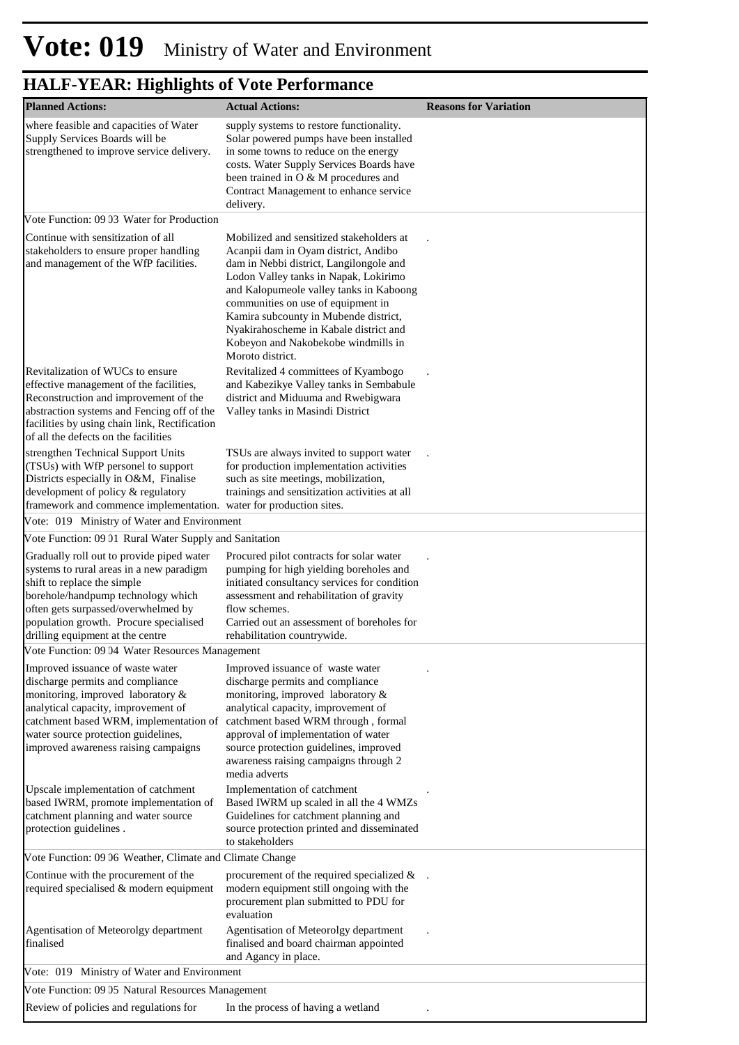# Vote: 019 Ministry of Water and Environment

## HALF-YEAR: Highlights of Vote Performance

| Planned Actions: | Actual Actions: | Reasons for Variation |
|---|---|---|
| where feasible and capacities of Water Supply Services Boards will be strengthened to improve service delivery. | supply systems to restore functionality. Solar powered pumps have been installed in some towns to reduce on the energy costs. Water Supply Services Boards have been trained in O & M procedures and Contract Management to enhance service delivery. | |
| Vote Function: 09 03 Water for Production | | |
| Continue with sensitization of all stakeholders to ensure proper handling and management of the WfP facilities. | Mobilized and sensitized stakeholders at Acanpii dam in Oyam district, Andibo dam in Nebbi district, Langilongole and Lodon Valley tanks in Napak, Lokirimo and Kalopumeole valley tanks in Kaboong communities on use of equipment in Kamira subcounty in Mubende district, Nyakirahoscheme in Kabale district and Kobeyon and Nakobekobe windmills in Moroto district. | . |
| Revitalization of WUCs to ensure effective management of the facilities, Reconstruction and improvement of the abstraction systems and Fencing off of the facilities by using chain link, Rectification of all the defects on the facilities | Revitalized 4 committees of Kyambogo and Kabezikye Valley tanks in Sembabule district and Miduuma and Rwebigwara Valley tanks in Masindi District | . |
| strengthen Technical Support Units (TSUs) with WfP personel to support Districts especially in O&M, Finalise development of policy & regulatory framework and commence implementation. | TSUs are always invited to support water for production implementation activities such as site meetings, mobilization, trainings and sensitization activities at all water for production sites. | . |
| Vote: 019 Ministry of Water and Environment | | |
| Vote Function: 09 01 Rural Water Supply and Sanitation | | |
| Gradually roll out to provide piped water systems to rural areas in a new paradigm shift to replace the simple borehole/handpump technology which often gets surpassed/overwhelmed by population growth. Procure specialised drilling equipment at the centre | Procured pilot contracts for solar water pumping for high yielding boreholes and initiated consultancy services for condition assessment and rehabilitation of gravity flow schemes.<br>Carried out an assessment of boreholes for rehabilitation countrywide. | . |
| Vote Function: 09 04 Water Resources Management | | |
| Improved issuance of waste water discharge permits and compliance monitoring, improved laboratory & analytical capacity, improvement of catchment based WRM, implementation of water source protection guidelines, improved awareness raising campaigns | Improved issuance of waste water discharge permits and compliance monitoring, improved laboratory & analytical capacity, improvement of catchment based WRM through , formal approval of implementation of water source protection guidelines, improved awareness raising campaigns through 2 media adverts | . |
| Upscale implementation of catchment based IWRM, promote implementation of catchment planning and water source protection guidelines . | Implementation of catchment Based IWRM up scaled in all the 4 WMZs Guidelines for catchment planning and source protection printed and disseminated to stakeholders | . |
| Vote Function: 09 06 Weather, Climate and Climate Change | | |
| Continue with the procurement of the required specialised & modern equipment | procurement of the required specialized & modern equipment still ongoing with the procurement plan submitted to PDU for evaluation | . |
| Agentisation of Meteorolgy department finalised | Agentisation of Meteorolgy department finalised and board chairman appointed and Agancy in place. | . |
| Vote: 019 Ministry of Water and Environment | | |
| Vote Function: 09 05 Natural Resources Management | | |
| Review of policies and regulations for | In the process of having a wetland | . |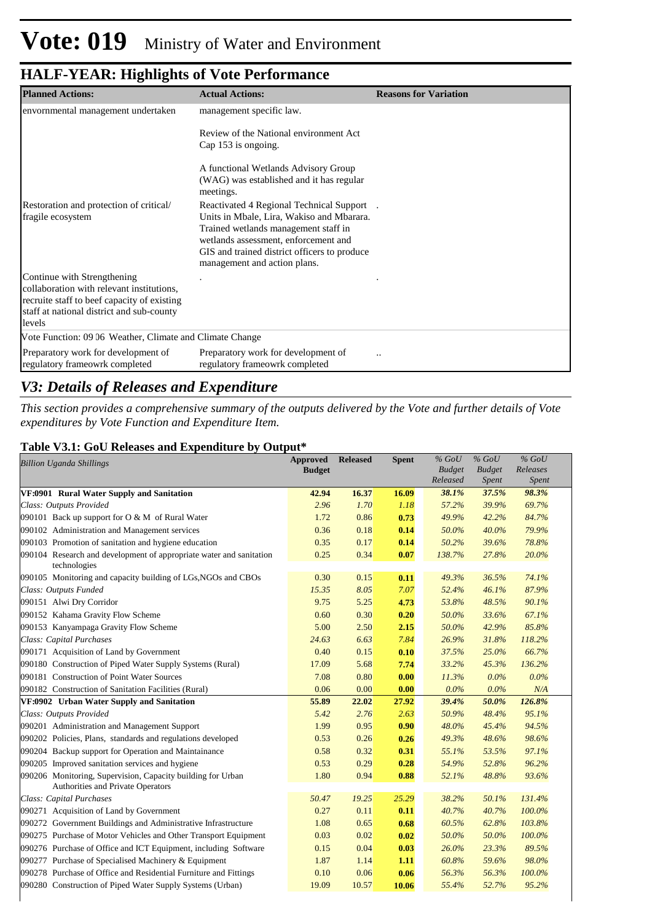# Vote: 019 Ministry of Water and Environment

## HALF-YEAR: Highlights of Vote Performance

| Planned Actions: | Actual Actions: | Reasons for Variation |
|---|---|---|
| envornmental management undertaken | management specific law.<br><br>Review of the National environment Act Cap 153 is ongoing.<br><br>A functional Wetlands Advisory Group (WAG) was established and it has regular meetings. | |
| Restoration and protection of critical/ fragile ecosystem | Reactivated 4 Regional Technical Support Units in Mbale, Lira, Wakiso and Mbarara. Trained wetlands management staff in wetlands assessment, enforcement and GIS and trained district officers to produce management and action plans. | . |
| Continue with Strengthening collaboration with relevant institutions, recruite staff to beef capacity of existing staff at national district and sub-county levels | . | . |
| Vote Function: 09 06 Weather, Climate and Climate Change | | |
| Preparatory work for development of regulatory frameowrk completed | Preparatory work for development of regulatory frameowrk completed | .. |

## *V3: Details of Releases and Expenditure*

*This section provides a comprehensive summary of the outputs delivered by the Vote and further details of Vote expenditures by Vote Function and Expenditure Item.*

### Table V3.1: GoU Releases and Expenditure by Output*

| *Billion Uganda Shillings* | Approved Budget | Released | Spent | *% GoU Budget Released* | *% GoU Budget Spent* | *% GoU Releases Spent* |
|---|---|---|---|---|---|---|
| **VF:0901 Rural Water Supply and Sanitation** | **42.94** | **16.37** | **16.09** | ***38.1%*** | ***37.5%*** | ***98.3%*** |
| *Class: Outputs Provided* | *2.96* | *1.70* | *1.18* | *57.2%* | *39.9%* | *69.7%* |
| 090101 Back up support for O & M of Rural Water | 1.72 | 0.86 | **0.73** | *49.9%* | *42.2%* | *84.7%* |
| 090102 Administration and Management services | 0.36 | 0.18 | **0.14** | *50.0%* | *40.0%* | *79.9%* |
| 090103 Promotion of sanitation and hygiene education | 0.35 | 0.17 | **0.14** | *50.2%* | *39.6%* | *78.8%* |
| 090104 Research and development of appropriate water and sanitation technologies | 0.25 | 0.34 | **0.07** | *138.7%* | *27.8%* | *20.0%* |
| 090105 Monitoring and capacity building of LGs,NGOs and CBOs | 0.30 | 0.15 | **0.11** | *49.3%* | *36.5%* | *74.1%* |
| *Class: Outputs Funded* | *15.35* | *8.05* | *7.07* | *52.4%* | *46.1%* | *87.9%* |
| 090151 Alwi Dry Corridor | 9.75 | 5.25 | **4.73** | *53.8%* | *48.5%* | *90.1%* |
| 090152 Kahama Gravity Flow Scheme | 0.60 | 0.30 | **0.20** | *50.0%* | *33.6%* | *67.1%* |
| 090153 Kanyampaga Gravity Flow Scheme | 5.00 | 2.50 | **2.15** | *50.0%* | *42.9%* | *85.8%* |
| *Class: Capital Purchases* | *24.63* | *6.63* | *7.84* | *26.9%* | *31.8%* | *118.2%* |
| 090171 Acquisition of Land by Government | 0.40 | 0.15 | **0.10** | *37.5%* | *25.0%* | *66.7%* |
| 090180 Construction of Piped Water Supply Systems (Rural) | 17.09 | 5.68 | **7.74** | *33.2%* | *45.3%* | *136.2%* |
| 090181 Construction of Point Water Sources | 7.08 | 0.80 | **0.00** | *11.3%* | *0.0%* | *0.0%* |
| 090182 Construction of Sanitation Facilities (Rural) | 0.06 | 0.00 | **0.00** | *0.0%* | *0.0%* | *N/A* |
| **VF:0902 Urban Water Supply and Sanitation** | **55.89** | **22.02** | **27.92** | ***39.4%*** | ***50.0%*** | ***126.8%*** |
| *Class: Outputs Provided* | *5.42* | *2.76* | *2.63* | *50.9%* | *48.4%* | *95.1%* |
| 090201 Administration and Management Support | 1.99 | 0.95 | **0.90** | *48.0%* | *45.4%* | *94.5%* |
| 090202 Policies, Plans, standards and regulations developed | 0.53 | 0.26 | **0.26** | *49.3%* | *48.6%* | *98.6%* |
| 090204 Backup support for Operation and Maintainance | 0.58 | 0.32 | **0.31** | *55.1%* | *53.5%* | *97.1%* |
| 090205 Improved sanitation services and hygiene | 0.53 | 0.29 | **0.28** | *54.9%* | *52.8%* | *96.2%* |
| 090206 Monitoring, Supervision, Capacity building for Urban Authorities and Private Operators | 1.80 | 0.94 | **0.88** | *52.1%* | *48.8%* | *93.6%* |
| *Class: Capital Purchases* | *50.47* | *19.25* | *25.29* | *38.2%* | *50.1%* | *131.4%* |
| 090271 Acquisition of Land by Government | 0.27 | 0.11 | **0.11** | *40.7%* | *40.7%* | *100.0%* |
| 090272 Government Buildings and Administrative Infrastructure | 1.08 | 0.65 | **0.68** | *60.5%* | *62.8%* | *103.8%* |
| 090275 Purchase of Motor Vehicles and Other Transport Equipment | 0.03 | 0.02 | **0.02** | *50.0%* | *50.0%* | *100.0%* |
| 090276 Purchase of Office and ICT Equipment, including Software | 0.15 | 0.04 | **0.03** | *26.0%* | *23.3%* | *89.5%* |
| 090277 Purchase of Specialised Machinery & Equipment | 1.87 | 1.14 | **1.11** | *60.8%* | *59.6%* | *98.0%* |
| 090278 Purchase of Office and Residential Furniture and Fittings | 0.10 | 0.06 | **0.06** | *56.3%* | *56.3%* | *100.0%* |
| 090280 Construction of Piped Water Supply Systems (Urban) | 19.09 | 10.57 | **10.06** | *55.4%* | *52.7%* | *95.2%* |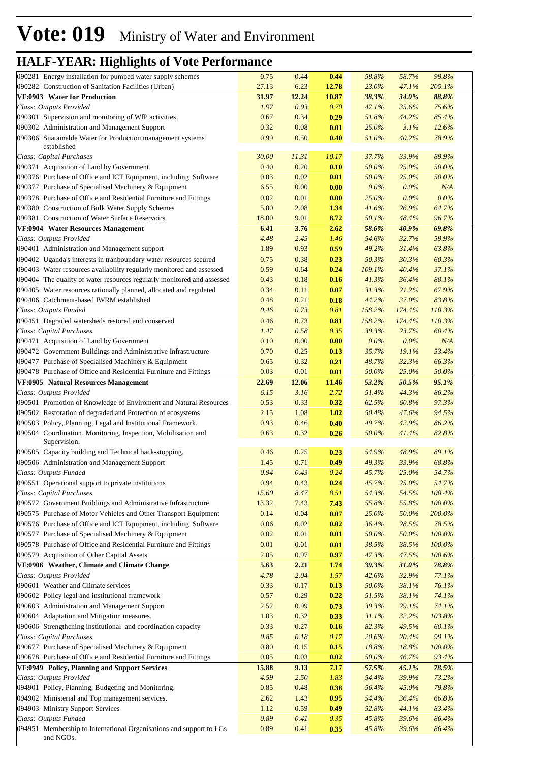# Vote: 019 Ministry of Water and Environment

## HALF-YEAR: Highlights of Vote Performance

| | | | | | | |
|---|---|---|---|---|---|---|
| 090281 Energy installation for pumped water supply schemes | 0.75 | 0.44 | **0.44** | *58.8%* | *58.7%* | *99.8%* |
| 090282 Construction of Sanitation Facilities (Urban) | 27.13 | 6.23 | **12.78** | *23.0%* | *47.1%* | *205.1%* |
| **VF:0903 Water for Production** | **31.97** | **12.24** | **10.87** | ***38.3%*** | ***34.0%*** | ***88.8%*** |
| *Class: Outputs Provided* | *1.97* | *0.93* | *0.70* | *47.1%* | *35.6%* | *75.6%* |
| 090301 Supervision and monitoring of WfP activities | 0.67 | 0.34 | **0.29** | *51.8%* | *44.2%* | *85.4%* |
| 090302 Administration and Management Support | 0.32 | 0.08 | **0.01** | *25.0%* | *3.1%* | *12.6%* |
| 090306 Suatainable Water for Production management systems established | 0.99 | 0.50 | **0.40** | *51.0%* | *40.2%* | *78.9%* |
| *Class: Capital Purchases* | *30.00* | *11.31* | *10.17* | *37.7%* | *33.9%* | *89.9%* |
| 090371 Acquisition of Land by Government | 0.40 | 0.20 | **0.10** | *50.0%* | *25.0%* | *50.0%* |
| 090376 Purchase of Office and ICT Equipment, including Software | 0.03 | 0.02 | **0.01** | *50.0%* | *25.0%* | *50.0%* |
| 090377 Purchase of Specialised Machinery & Equipment | 6.55 | 0.00 | **0.00** | *0.0%* | *0.0%* | *N/A* |
| 090378 Purchase of Office and Residential Furniture and Fittings | 0.02 | 0.01 | **0.00** | *25.0%* | *0.0%* | *0.0%* |
| 090380 Construction of Bulk Water Supply Schemes | 5.00 | 2.08 | **1.34** | *41.6%* | *26.9%* | *64.7%* |
| 090381 Construction of Water Surface Reservoirs | 18.00 | 9.01 | **8.72** | *50.1%* | *48.4%* | *96.7%* |
| **VF:0904 Water Resources Management** | **6.41** | **3.76** | **2.62** | ***58.6%*** | ***40.9%*** | ***69.8%*** |
| *Class: Outputs Provided* | *4.48* | *2.45* | *1.46* | *54.6%* | *32.7%* | *59.9%* |
| 090401 Administration and Management support | 1.89 | 0.93 | **0.59** | *49.2%* | *31.4%* | *63.8%* |
| 090402 Uganda's interests in tranboundary water resources secured | 0.75 | 0.38 | **0.23** | *50.3%* | *30.3%* | *60.3%* |
| 090403 Water resources availability regularly monitored and assessed | 0.59 | 0.64 | **0.24** | *109.1%* | *40.4%* | *37.1%* |
| 090404 The quality of water resources regularly monitored and assessed | 0.43 | 0.18 | **0.16** | *41.3%* | *36.4%* | *88.1%* |
| 090405 Water resources rationally planned, allocated and regulated | 0.34 | 0.11 | **0.07** | *31.3%* | *21.2%* | *67.9%* |
| 090406 Catchment-based IWRM established | 0.48 | 0.21 | **0.18** | *44.2%* | *37.0%* | *83.8%* |
| *Class: Outputs Funded* | *0.46* | *0.73* | *0.81* | *158.2%* | *174.4%* | *110.3%* |
| 090451 Degraded watersheds restored and conserved | 0.46 | 0.73 | **0.81** | *158.2%* | *174.4%* | *110.3%* |
| *Class: Capital Purchases* | *1.47* | *0.58* | *0.35* | *39.3%* | *23.7%* | *60.4%* |
| 090471 Acquisition of Land by Government | 0.10 | 0.00 | **0.00** | *0.0%* | *0.0%* | *N/A* |
| 090472 Government Buildings and Administrative Infrastructure | 0.70 | 0.25 | **0.13** | *35.7%* | *19.1%* | *53.4%* |
| 090477 Purchase of Specialised Machinery & Equipment | 0.65 | 0.32 | **0.21** | *48.7%* | *32.3%* | *66.3%* |
| 090478 Purchase of Office and Residential Furniture and Fittings | 0.03 | 0.01 | **0.01** | *50.0%* | *25.0%* | *50.0%* |
| **VF:0905 Natural Resources Management** | **22.69** | **12.06** | **11.46** | ***53.2%*** | ***50.5%*** | ***95.1%*** |
| *Class: Outputs Provided* | *6.15* | *3.16* | *2.72* | *51.4%* | *44.3%* | *86.2%* |
| 090501 Promotion of Knowledge of Enviroment and Natural Resources | 0.53 | 0.33 | **0.32** | *62.5%* | *60.8%* | *97.3%* |
| 090502 Restoration of degraded and Protection of ecosystems | 2.15 | 1.08 | **1.02** | *50.4%* | *47.6%* | *94.5%* |
| 090503 Policy, Planning, Legal and Institutional Framework. | 0.93 | 0.46 | **0.40** | *49.7%* | *42.9%* | *86.2%* |
| 090504 Coordination, Monitoring, Inspection, Mobilisation and Supervision. | 0.63 | 0.32 | **0.26** | *50.0%* | *41.4%* | *82.8%* |
| 090505 Capacity building and Technical back-stopping. | 0.46 | 0.25 | **0.23** | *54.9%* | *48.9%* | *89.1%* |
| 090506 Administration and Management Support | 1.45 | 0.71 | **0.49** | *49.3%* | *33.9%* | *68.8%* |
| *Class: Outputs Funded* | *0.94* | *0.43* | *0.24* | *45.7%* | *25.0%* | *54.7%* |
| 090551 Operational support to private institutions | 0.94 | 0.43 | **0.24** | *45.7%* | *25.0%* | *54.7%* |
| *Class: Capital Purchases* | *15.60* | *8.47* | *8.51* | *54.3%* | *54.5%* | *100.4%* |
| 090572 Government Buildings and Administrative Infrastructure | 13.32 | 7.43 | **7.43** | *55.8%* | *55.8%* | *100.0%* |
| 090575 Purchase of Motor Vehicles and Other Transport Equipment | 0.14 | 0.04 | **0.07** | *25.0%* | *50.0%* | *200.0%* |
| 090576 Purchase of Office and ICT Equipment, including Software | 0.06 | 0.02 | **0.02** | *36.4%* | *28.5%* | *78.5%* |
| 090577 Purchase of Specialised Machinery & Equipment | 0.02 | 0.01 | **0.01** | *50.0%* | *50.0%* | *100.0%* |
| 090578 Purchase of Office and Residential Furniture and Fittings | 0.01 | 0.01 | **0.01** | *38.5%* | *38.5%* | *100.0%* |
| 090579 Acquisition of Other Capital Assets | 2.05 | 0.97 | **0.97** | *47.3%* | *47.5%* | *100.6%* |
| **VF:0906 Weather, Climate and Climate Change** | **5.63** | **2.21** | **1.74** | ***39.3%*** | ***31.0%*** | ***78.8%*** |
| *Class: Outputs Provided* | *4.78* | *2.04* | *1.57* | *42.6%* | *32.9%* | *77.1%* |
| 090601 Weather and Climate services | 0.33 | 0.17 | **0.13** | *50.0%* | *38.1%* | *76.1%* |
| 090602 Policy legal and institutional framework | 0.57 | 0.29 | **0.22** | *51.5%* | *38.1%* | *74.1%* |
| 090603 Administration and Management Support | 2.52 | 0.99 | **0.73** | *39.3%* | *29.1%* | *74.1%* |
| 090604 Adaptation and Mitigation measures. | 1.03 | 0.32 | **0.33** | *31.1%* | *32.2%* | *103.8%* |
| 090606 Strengthening institutional and coordination capacity | 0.33 | 0.27 | **0.16** | *82.3%* | *49.5%* | *60.1%* |
| *Class: Capital Purchases* | *0.85* | *0.18* | *0.17* | *20.6%* | *20.4%* | *99.1%* |
| 090677 Purchase of Specialised Machinery & Equipment | 0.80 | 0.15 | **0.15** | *18.8%* | *18.8%* | *100.0%* |
| 090678 Purchase of Office and Residential Furniture and Fittings | 0.05 | 0.03 | **0.02** | *50.0%* | *46.7%* | *93.4%* |
| **VF:0949 Policy, Planning and Support Services** | **15.88** | **9.13** | **7.17** | ***57.5%*** | ***45.1%*** | ***78.5%*** |
| *Class: Outputs Provided* | *4.59* | *2.50* | *1.83* | *54.4%* | *39.9%* | *73.2%* |
| 094901 Policy, Planning, Budgeting and Monitoring. | 0.85 | 0.48 | **0.38** | *56.4%* | *45.0%* | *79.8%* |
| 094902 Ministerial and Top management services. | 2.62 | 1.43 | **0.95** | *54.4%* | *36.4%* | *66.8%* |
| 094903 Ministry Support Services | 1.12 | 0.59 | **0.49** | *52.8%* | *44.1%* | *83.4%* |
| *Class: Outputs Funded* | *0.89* | *0.41* | *0.35* | *45.8%* | *39.6%* | *86.4%* |
| 094951 Membership to International Organisations and support to LGs and NGOs. | 0.89 | 0.41 | **0.35** | *45.8%* | *39.6%* | *86.4%* |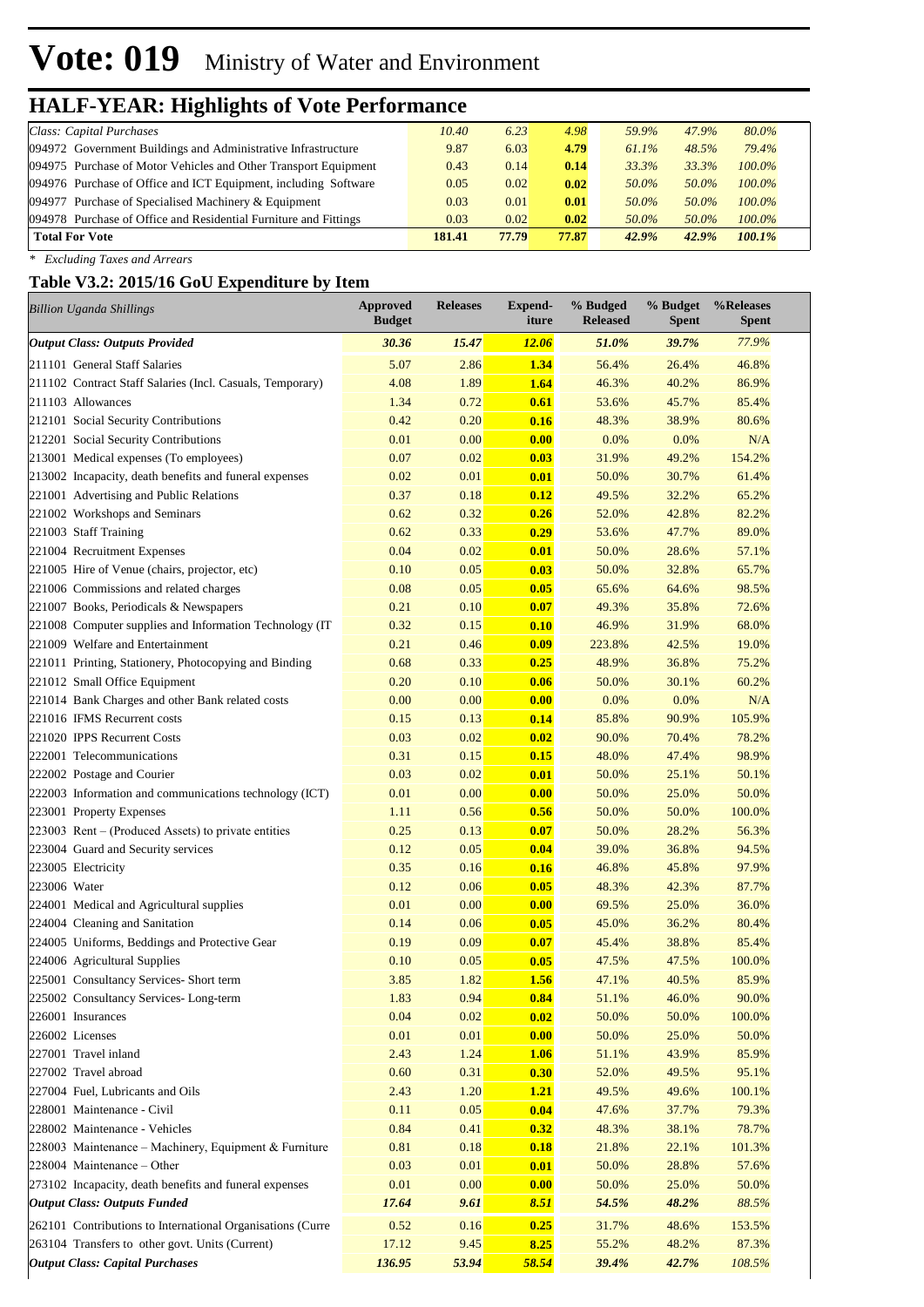# Vote: 019 Ministry of Water and Environment

## HALF-YEAR: Highlights of Vote Performance

| | | | | | | |
|---|---|---|---|---|---|---|
| *Class: Capital Purchases* | *10.40* | *6.23* | *4.98* | *59.9%* | *47.9%* | *80.0%* |
| 094972 Government Buildings and Administrative Infrastructure | 9.87 | 6.03 | **4.79** | *61.1%* | *48.5%* | *79.4%* |
| 094975 Purchase of Motor Vehicles and Other Transport Equipment | 0.43 | 0.14 | **0.14** | *33.3%* | *33.3%* | *100.0%* |
| 094976 Purchase of Office and ICT Equipment, including Software | 0.05 | 0.02 | **0.02** | *50.0%* | *50.0%* | *100.0%* |
| 094977 Purchase of Specialised Machinery & Equipment | 0.03 | 0.01 | **0.01** | *50.0%* | *50.0%* | *100.0%* |
| 094978 Purchase of Office and Residential Furniture and Fittings | 0.03 | 0.02 | **0.02** | *50.0%* | *50.0%* | *100.0%* |
| **Total For Vote** | **181.41** | **77.79** | **77.87** | ***42.9%*** | ***42.9%*** | ***100.1%*** |

*\* Excluding Taxes and Arrears*

### Table V3.2: 2015/16 GoU Expenditure by Item

| *Billion Uganda Shillings* | Approved Budget | Releases | Expend-iture | % Budged Released | % Budget Spent | %Releases Spent |
|---|---|---|---|---|---|---|
| ***Output Class: Outputs Provided*** | ***30.36*** | ***15.47*** | ***12.06*** | ***51.0%*** | ***39.7%*** | *77.9%* |
| 211101 General Staff Salaries | 5.07 | 2.86 | **1.34** | 56.4% | 26.4% | 46.8% |
| 211102 Contract Staff Salaries (Incl. Casuals, Temporary) | 4.08 | 1.89 | **1.64** | 46.3% | 40.2% | 86.9% |
| 211103 Allowances | 1.34 | 0.72 | **0.61** | 53.6% | 45.7% | 85.4% |
| 212101 Social Security Contributions | 0.42 | 0.20 | **0.16** | 48.3% | 38.9% | 80.6% |
| 212201 Social Security Contributions | 0.01 | 0.00 | **0.00** | 0.0% | 0.0% | N/A |
| 213001 Medical expenses (To employees) | 0.07 | 0.02 | **0.03** | 31.9% | 49.2% | 154.2% |
| 213002 Incapacity, death benefits and funeral expenses | 0.02 | 0.01 | **0.01** | 50.0% | 30.7% | 61.4% |
| 221001 Advertising and Public Relations | 0.37 | 0.18 | **0.12** | 49.5% | 32.2% | 65.2% |
| 221002 Workshops and Seminars | 0.62 | 0.32 | **0.26** | 52.0% | 42.8% | 82.2% |
| 221003 Staff Training | 0.62 | 0.33 | **0.29** | 53.6% | 47.7% | 89.0% |
| 221004 Recruitment Expenses | 0.04 | 0.02 | **0.01** | 50.0% | 28.6% | 57.1% |
| 221005 Hire of Venue (chairs, projector, etc) | 0.10 | 0.05 | **0.03** | 50.0% | 32.8% | 65.7% |
| 221006 Commissions and related charges | 0.08 | 0.05 | **0.05** | 65.6% | 64.6% | 98.5% |
| 221007 Books, Periodicals & Newspapers | 0.21 | 0.10 | **0.07** | 49.3% | 35.8% | 72.6% |
| 221008 Computer supplies and Information Technology (IT | 0.32 | 0.15 | **0.10** | 46.9% | 31.9% | 68.0% |
| 221009 Welfare and Entertainment | 0.21 | 0.46 | **0.09** | 223.8% | 42.5% | 19.0% |
| 221011 Printing, Stationery, Photocopying and Binding | 0.68 | 0.33 | **0.25** | 48.9% | 36.8% | 75.2% |
| 221012 Small Office Equipment | 0.20 | 0.10 | **0.06** | 50.0% | 30.1% | 60.2% |
| 221014 Bank Charges and other Bank related costs | 0.00 | 0.00 | **0.00** | 0.0% | 0.0% | N/A |
| 221016 IFMS Recurrent costs | 0.15 | 0.13 | **0.14** | 85.8% | 90.9% | 105.9% |
| 221020 IPPS Recurrent Costs | 0.03 | 0.02 | **0.02** | 90.0% | 70.4% | 78.2% |
| 222001 Telecommunications | 0.31 | 0.15 | **0.15** | 48.0% | 47.4% | 98.9% |
| 222002 Postage and Courier | 0.03 | 0.02 | **0.01** | 50.0% | 25.1% | 50.1% |
| 222003 Information and communications technology (ICT) | 0.01 | 0.00 | **0.00** | 50.0% | 25.0% | 50.0% |
| 223001 Property Expenses | 1.11 | 0.56 | **0.56** | 50.0% | 50.0% | 100.0% |
| 223003 Rent – (Produced Assets) to private entities | 0.25 | 0.13 | **0.07** | 50.0% | 28.2% | 56.3% |
| 223004 Guard and Security services | 0.12 | 0.05 | **0.04** | 39.0% | 36.8% | 94.5% |
| 223005 Electricity | 0.35 | 0.16 | **0.16** | 46.8% | 45.8% | 97.9% |
| 223006 Water | 0.12 | 0.06 | **0.05** | 48.3% | 42.3% | 87.7% |
| 224001 Medical and Agricultural supplies | 0.01 | 0.00 | **0.00** | 69.5% | 25.0% | 36.0% |
| 224004 Cleaning and Sanitation | 0.14 | 0.06 | **0.05** | 45.0% | 36.2% | 80.4% |
| 224005 Uniforms, Beddings and Protective Gear | 0.19 | 0.09 | **0.07** | 45.4% | 38.8% | 85.4% |
| 224006 Agricultural Supplies | 0.10 | 0.05 | **0.05** | 47.5% | 47.5% | 100.0% |
| 225001 Consultancy Services- Short term | 3.85 | 1.82 | **1.56** | 47.1% | 40.5% | 85.9% |
| 225002 Consultancy Services- Long-term | 1.83 | 0.94 | **0.84** | 51.1% | 46.0% | 90.0% |
| 226001 Insurances | 0.04 | 0.02 | **0.02** | 50.0% | 50.0% | 100.0% |
| 226002 Licenses | 0.01 | 0.01 | **0.00** | 50.0% | 25.0% | 50.0% |
| 227001 Travel inland | 2.43 | 1.24 | **1.06** | 51.1% | 43.9% | 85.9% |
| 227002 Travel abroad | 0.60 | 0.31 | **0.30** | 52.0% | 49.5% | 95.1% |
| 227004 Fuel, Lubricants and Oils | 2.43 | 1.20 | **1.21** | 49.5% | 49.6% | 100.1% |
| 228001 Maintenance - Civil | 0.11 | 0.05 | **0.04** | 47.6% | 37.7% | 79.3% |
| 228002 Maintenance - Vehicles | 0.84 | 0.41 | **0.32** | 48.3% | 38.1% | 78.7% |
| 228003 Maintenance – Machinery, Equipment & Furniture | 0.81 | 0.18 | **0.18** | 21.8% | 22.1% | 101.3% |
| 228004 Maintenance – Other | 0.03 | 0.01 | **0.01** | 50.0% | 28.8% | 57.6% |
| 273102 Incapacity, death benefits and funeral expenses | 0.01 | 0.00 | **0.00** | 50.0% | 25.0% | 50.0% |
| ***Output Class: Outputs Funded*** | ***17.64*** | ***9.61*** | ***8.51*** | ***54.5%*** | ***48.2%*** | *88.5%* |
| 262101 Contributions to International Organisations (Curre | 0.52 | 0.16 | **0.25** | 31.7% | 48.6% | 153.5% |
| 263104 Transfers to other govt. Units (Current) | 17.12 | 9.45 | **8.25** | 55.2% | 48.2% | 87.3% |
| ***Output Class: Capital Purchases*** | ***136.95*** | ***53.94*** | ***58.54*** | ***39.4%*** | ***42.7%*** | *108.5%* |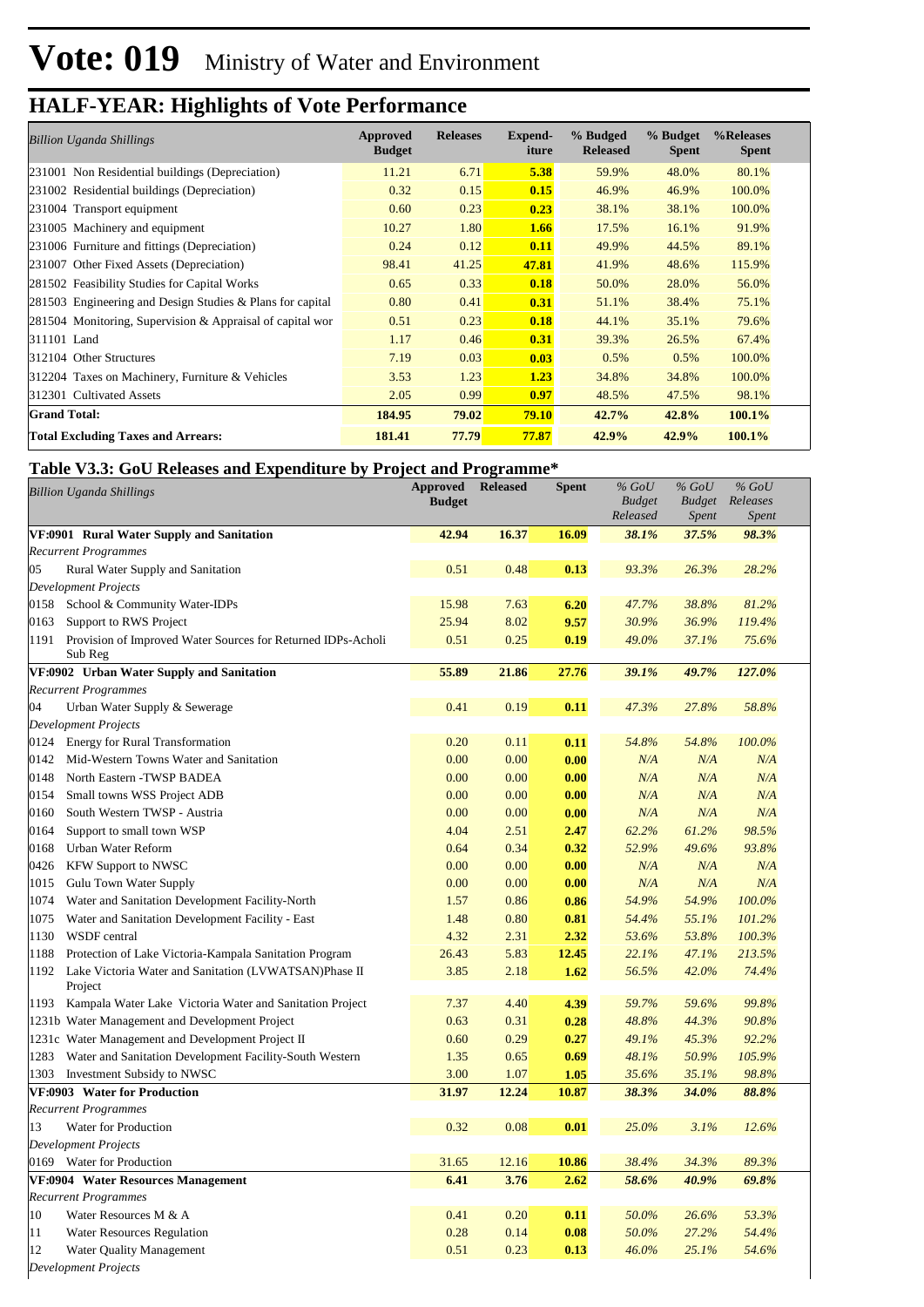# Vote: 019 Ministry of Water and Environment

## HALF-YEAR: Highlights of Vote Performance

| *Billion Uganda Shillings* | Approved Budget | Releases | Expend-iture | % Budged Released | % Budget Spent | %Releases Spent |
|---|---|---|---|---|---|---|
| 231001 Non Residential buildings (Depreciation) | 11.21 | 6.71 | **5.38** | 59.9% | 48.0% | 80.1% |
| 231002 Residential buildings (Depreciation) | 0.32 | 0.15 | **0.15** | 46.9% | 46.9% | 100.0% |
| 231004 Transport equipment | 0.60 | 0.23 | **0.23** | 38.1% | 38.1% | 100.0% |
| 231005 Machinery and equipment | 10.27 | 1.80 | **1.66** | 17.5% | 16.1% | 91.9% |
| 231006 Furniture and fittings (Depreciation) | 0.24 | 0.12 | **0.11** | 49.9% | 44.5% | 89.1% |
| 231007 Other Fixed Assets (Depreciation) | 98.41 | 41.25 | **47.81** | 41.9% | 48.6% | 115.9% |
| 281502 Feasibility Studies for Capital Works | 0.65 | 0.33 | **0.18** | 50.0% | 28.0% | 56.0% |
| 281503 Engineering and Design Studies & Plans for capital | 0.80 | 0.41 | **0.31** | 51.1% | 38.4% | 75.1% |
| 281504 Monitoring, Supervision & Appraisal of capital wor | 0.51 | 0.23 | **0.18** | 44.1% | 35.1% | 79.6% |
| 311101 Land | 1.17 | 0.46 | **0.31** | 39.3% | 26.5% | 67.4% |
| 312104 Other Structures | 7.19 | 0.03 | **0.03** | 0.5% | 0.5% | 100.0% |
| 312204 Taxes on Machinery, Furniture & Vehicles | 3.53 | 1.23 | **1.23** | 34.8% | 34.8% | 100.0% |
| 312301 Cultivated Assets | 2.05 | 0.99 | **0.97** | 48.5% | 47.5% | 98.1% |
| **Grand Total:** | **184.95** | **79.02** | **79.10** | **42.7%** | **42.8%** | **100.1%** |
| **Total Excluding Taxes and Arrears:** | **181.41** | **77.79** | **77.87** | **42.9%** | **42.9%** | **100.1%** |

### Table V3.3: GoU Releases and Expenditure by Project and Programme*

| *Billion Uganda Shillings* | Approved Budget | Released | Spent | *% GoU Budget Released* | *% GoU Budget Spent* | *% GoU Releases Spent* |
|---|---|---|---|---|---|---|
| **VF:0901 Rural Water Supply and Sanitation** | **42.94** | **16.37** | **16.09** | ***38.1%*** | ***37.5%*** | ***98.3%*** |
| *Recurrent Programmes* | | | | | | |
| 05 Rural Water Supply and Sanitation | 0.51 | 0.48 | **0.13** | *93.3%* | *26.3%* | *28.2%* |
| *Development Projects* | | | | | | |
| 0158 School & Community Water-IDPs | 15.98 | 7.63 | **6.20** | *47.7%* | *38.8%* | *81.2%* |
| 0163 Support to RWS Project | 25.94 | 8.02 | **9.57** | *30.9%* | *36.9%* | *119.4%* |
| 1191 Provision of Improved Water Sources for Returned IDPs-Acholi Sub Reg | 0.51 | 0.25 | **0.19** | *49.0%* | *37.1%* | *75.6%* |
| **VF:0902 Urban Water Supply and Sanitation** | **55.89** | **21.86** | **27.76** | ***39.1%*** | ***49.7%*** | ***127.0%*** |
| *Recurrent Programmes* | | | | | | |
| 04 Urban Water Supply & Sewerage | 0.41 | 0.19 | **0.11** | *47.3%* | *27.8%* | *58.8%* |
| *Development Projects* | | | | | | |
| 0124 Energy for Rural Transformation | 0.20 | 0.11 | **0.11** | *54.8%* | *54.8%* | *100.0%* |
| 0142 Mid-Western Towns Water and Sanitation | 0.00 | 0.00 | **0.00** | *N/A* | *N/A* | *N/A* |
| 0148 North Eastern -TWSP BADEA | 0.00 | 0.00 | **0.00** | *N/A* | *N/A* | *N/A* |
| 0154 Small towns WSS Project ADB | 0.00 | 0.00 | **0.00** | *N/A* | *N/A* | *N/A* |
| 0160 South Western TWSP - Austria | 0.00 | 0.00 | **0.00** | *N/A* | *N/A* | *N/A* |
| 0164 Support to small town WSP | 4.04 | 2.51 | **2.47** | *62.2%* | *61.2%* | *98.5%* |
| 0168 Urban Water Reform | 0.64 | 0.34 | **0.32** | *52.9%* | *49.6%* | *93.8%* |
| 0426 KFW Support to NWSC | 0.00 | 0.00 | **0.00** | *N/A* | *N/A* | *N/A* |
| 1015 Gulu Town Water Supply | 0.00 | 0.00 | **0.00** | *N/A* | *N/A* | *N/A* |
| 1074 Water and Sanitation Development Facility-North | 1.57 | 0.86 | **0.86** | *54.9%* | *54.9%* | *100.0%* |
| 1075 Water and Sanitation Development Facility - East | 1.48 | 0.80 | **0.81** | *54.4%* | *55.1%* | *101.2%* |
| 1130 WSDF central | 4.32 | 2.31 | **2.32** | *53.6%* | *53.8%* | *100.3%* |
| 1188 Protection of Lake Victoria-Kampala Sanitation Program | 26.43 | 5.83 | **12.45** | *22.1%* | *47.1%* | *213.5%* |
| 1192 Lake Victoria Water and Sanitation (LVWATSAN)Phase II Project | 3.85 | 2.18 | **1.62** | *56.5%* | *42.0%* | *74.4%* |
| 1193 Kampala Water Lake Victoria Water and Sanitation Project | 7.37 | 4.40 | **4.39** | *59.7%* | *59.6%* | *99.8%* |
| 1231b Water Management and Development Project | 0.63 | 0.31 | **0.28** | *48.8%* | *44.3%* | *90.8%* |
| 1231c Water Management and Development Project II | 0.60 | 0.29 | **0.27** | *49.1%* | *45.3%* | *92.2%* |
| 1283 Water and Sanitation Development Facility-South Western | 1.35 | 0.65 | **0.69** | *48.1%* | *50.9%* | *105.9%* |
| 1303 Investment Subsidy to NWSC | 3.00 | 1.07 | **1.05** | *35.6%* | *35.1%* | *98.8%* |
| **VF:0903 Water for Production** | **31.97** | **12.24** | **10.87** | ***38.3%*** | ***34.0%*** | ***88.8%*** |
| *Recurrent Programmes* | | | | | | |
| 13 Water for Production | 0.32 | 0.08 | **0.01** | *25.0%* | *3.1%* | *12.6%* |
| *Development Projects* | | | | | | |
| 0169 Water for Production | 31.65 | 12.16 | **10.86** | *38.4%* | *34.3%* | *89.3%* |
| **VF:0904 Water Resources Management** | **6.41** | **3.76** | **2.62** | ***58.6%*** | ***40.9%*** | ***69.8%*** |
| *Recurrent Programmes* | | | | | | |
| 10 Water Resources M & A | 0.41 | 0.20 | **0.11** | *50.0%* | *26.6%* | *53.3%* |
| 11 Water Resources Regulation | 0.28 | 0.14 | **0.08** | *50.0%* | *27.2%* | *54.4%* |
| 12 Water Quality Management | 0.51 | 0.23 | **0.13** | *46.0%* | *25.1%* | *54.6%* |
| *Development Projects* | | | | | | |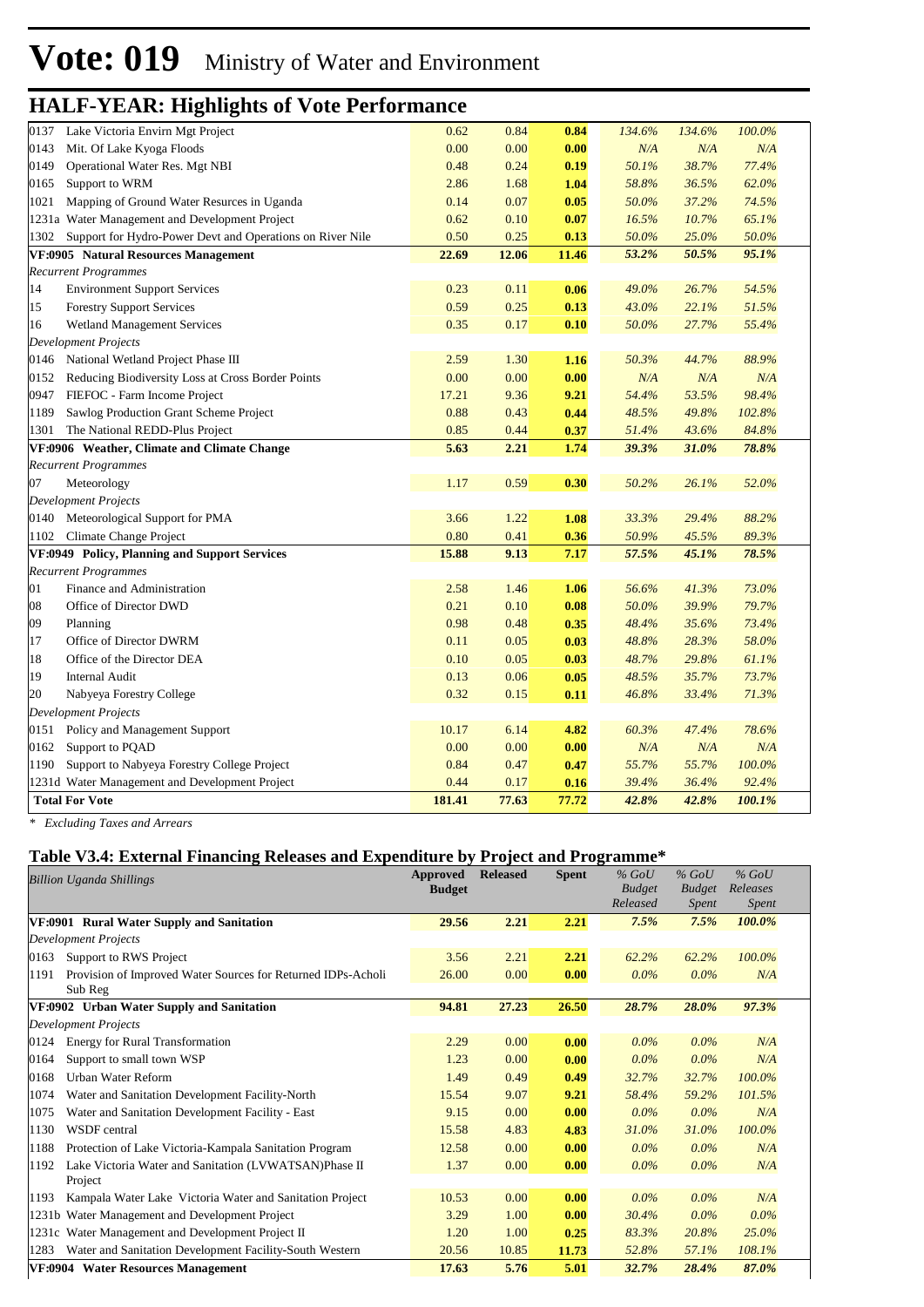# Vote: 019 Ministry of Water and Environment

## HALF-YEAR: Highlights of Vote Performance

| | | | | | | |
|---|---|---|---|---|---|---|
| 0137 Lake Victoria Envirn Mgt Project | 0.62 | 0.84 | **0.84** | *134.6%* | *134.6%* | *100.0%* |
| 0143 Mit. Of Lake Kyoga Floods | 0.00 | 0.00 | **0.00** | *N/A* | *N/A* | *N/A* |
| 0149 Operational Water Res. Mgt NBI | 0.48 | 0.24 | **0.19** | *50.1%* | *38.7%* | *77.4%* |
| 0165 Support to WRM | 2.86 | 1.68 | **1.04** | *58.8%* | *36.5%* | *62.0%* |
| 1021 Mapping of Ground Water Resurces in Uganda | 0.14 | 0.07 | **0.05** | *50.0%* | *37.2%* | *74.5%* |
| 1231a Water Management and Development Project | 0.62 | 0.10 | **0.07** | *16.5%* | *10.7%* | *65.1%* |
| 1302 Support for Hydro-Power Devt and Operations on River Nile | 0.50 | 0.25 | **0.13** | *50.0%* | *25.0%* | *50.0%* |
| **VF:0905 Natural Resources Management** | **22.69** | **12.06** | **11.46** | ***53.2%*** | ***50.5%*** | ***95.1%*** |
| *Recurrent Programmes* | | | | | | |
| 14 Environment Support Services | 0.23 | 0.11 | **0.06** | *49.0%* | *26.7%* | *54.5%* |
| 15 Forestry Support Services | 0.59 | 0.25 | **0.13** | *43.0%* | *22.1%* | *51.5%* |
| 16 Wetland Management Services | 0.35 | 0.17 | **0.10** | *50.0%* | *27.7%* | *55.4%* |
| *Development Projects* | | | | | | |
| 0146 National Wetland Project Phase III | 2.59 | 1.30 | **1.16** | *50.3%* | *44.7%* | *88.9%* |
| 0152 Reducing Biodiversity Loss at Cross Border Points | 0.00 | 0.00 | **0.00** | *N/A* | *N/A* | *N/A* |
| 0947 FIEFOC - Farm Income Project | 17.21 | 9.36 | **9.21** | *54.4%* | *53.5%* | *98.4%* |
| 1189 Sawlog Production Grant Scheme Project | 0.88 | 0.43 | **0.44** | *48.5%* | *49.8%* | *102.8%* |
| 1301 The National REDD-Plus Project | 0.85 | 0.44 | **0.37** | *51.4%* | *43.6%* | *84.8%* |
| **VF:0906 Weather, Climate and Climate Change** | **5.63** | **2.21** | **1.74** | ***39.3%*** | ***31.0%*** | ***78.8%*** |
| *Recurrent Programmes* | | | | | | |
| 07 Meteorology | 1.17 | 0.59 | **0.30** | *50.2%* | *26.1%* | *52.0%* |
| *Development Projects* | | | | | | |
| 0140 Meteorological Support for PMA | 3.66 | 1.22 | **1.08** | *33.3%* | *29.4%* | *88.2%* |
| 1102 Climate Change Project | 0.80 | 0.41 | **0.36** | *50.9%* | *45.5%* | *89.3%* |
| **VF:0949 Policy, Planning and Support Services** | **15.88** | **9.13** | **7.17** | ***57.5%*** | ***45.1%*** | ***78.5%*** |
| *Recurrent Programmes* | | | | | | |
| 01 Finance and Administration | 2.58 | 1.46 | **1.06** | *56.6%* | *41.3%* | *73.0%* |
| 08 Office of Director DWD | 0.21 | 0.10 | **0.08** | *50.0%* | *39.9%* | *79.7%* |
| 09 Planning | 0.98 | 0.48 | **0.35** | *48.4%* | *35.6%* | *73.4%* |
| 17 Office of Director DWRM | 0.11 | 0.05 | **0.03** | *48.8%* | *28.3%* | *58.0%* |
| 18 Office of the Director DEA | 0.10 | 0.05 | **0.03** | *48.7%* | *29.8%* | *61.1%* |
| 19 Internal Audit | 0.13 | 0.06 | **0.05** | *48.5%* | *35.7%* | *73.7%* |
| 20 Nabyeya Forestry College | 0.32 | 0.15 | **0.11** | *46.8%* | *33.4%* | *71.3%* |
| *Development Projects* | | | | | | |
| 0151 Policy and Management Support | 10.17 | 6.14 | **4.82** | *60.3%* | *47.4%* | *78.6%* |
| 0162 Support to PQAD | 0.00 | 0.00 | **0.00** | *N/A* | *N/A* | *N/A* |
| 1190 Support to Nabyeya Forestry College Project | 0.84 | 0.47 | **0.47** | *55.7%* | *55.7%* | *100.0%* |
| 1231d Water Management and Development Project | 0.44 | 0.17 | **0.16** | *39.4%* | *36.4%* | *92.4%* |
| **Total For Vote** | **181.41** | **77.63** | **77.72** | ***42.8%*** | ***42.8%*** | ***100.1%*** |

*\* Excluding Taxes and Arrears*

### Table V3.4: External Financing Releases and Expenditure by Project and Programme*

| *Billion Uganda Shillings* | Approved Budget | Released | Spent | *% GoU Budget Released* | *% GoU Budget Spent* | *% GoU Releases Spent* |
|---|---|---|---|---|---|---|
| **VF:0901 Rural Water Supply and Sanitation** | **29.56** | **2.21** | **2.21** | ***7.5%*** | ***7.5%*** | ***100.0%*** |
| *Development Projects* | | | | | | |
| 0163 Support to RWS Project | 3.56 | 2.21 | **2.21** | *62.2%* | *62.2%* | *100.0%* |
| 1191 Provision of Improved Water Sources for Returned IDPs-Acholi Sub Reg | 26.00 | 0.00 | **0.00** | *0.0%* | *0.0%* | *N/A* |
| **VF:0902 Urban Water Supply and Sanitation** | **94.81** | **27.23** | **26.50** | ***28.7%*** | ***28.0%*** | ***97.3%*** |
| *Development Projects* | | | | | | |
| 0124 Energy for Rural Transformation | 2.29 | 0.00 | **0.00** | *0.0%* | *0.0%* | *N/A* |
| 0164 Support to small town WSP | 1.23 | 0.00 | **0.00** | *0.0%* | *0.0%* | *N/A* |
| 0168 Urban Water Reform | 1.49 | 0.49 | **0.49** | *32.7%* | *32.7%* | *100.0%* |
| 1074 Water and Sanitation Development Facility-North | 15.54 | 9.07 | **9.21** | *58.4%* | *59.2%* | *101.5%* |
| 1075 Water and Sanitation Development Facility - East | 9.15 | 0.00 | **0.00** | *0.0%* | *0.0%* | *N/A* |
| 1130 WSDF central | 15.58 | 4.83 | **4.83** | *31.0%* | *31.0%* | *100.0%* |
| 1188 Protection of Lake Victoria-Kampala Sanitation Program | 12.58 | 0.00 | **0.00** | *0.0%* | *0.0%* | *N/A* |
| 1192 Lake Victoria Water and Sanitation (LVWATSAN)Phase II Project | 1.37 | 0.00 | **0.00** | *0.0%* | *0.0%* | *N/A* |
| 1193 Kampala Water Lake Victoria Water and Sanitation Project | 10.53 | 0.00 | **0.00** | *0.0%* | *0.0%* | *N/A* |
| 1231b Water Management and Development Project | 3.29 | 1.00 | **0.00** | *30.4%* | *0.0%* | *0.0%* |
| 1231c Water Management and Development Project II | 1.20 | 1.00 | **0.25** | *83.3%* | *20.8%* | *25.0%* |
| 1283 Water and Sanitation Development Facility-South Western | 20.56 | 10.85 | **11.73** | *52.8%* | *57.1%* | *108.1%* |
| **VF:0904 Water Resources Management** | **17.63** | **5.76** | **5.01** | ***32.7%*** | ***28.4%*** | ***87.0%*** |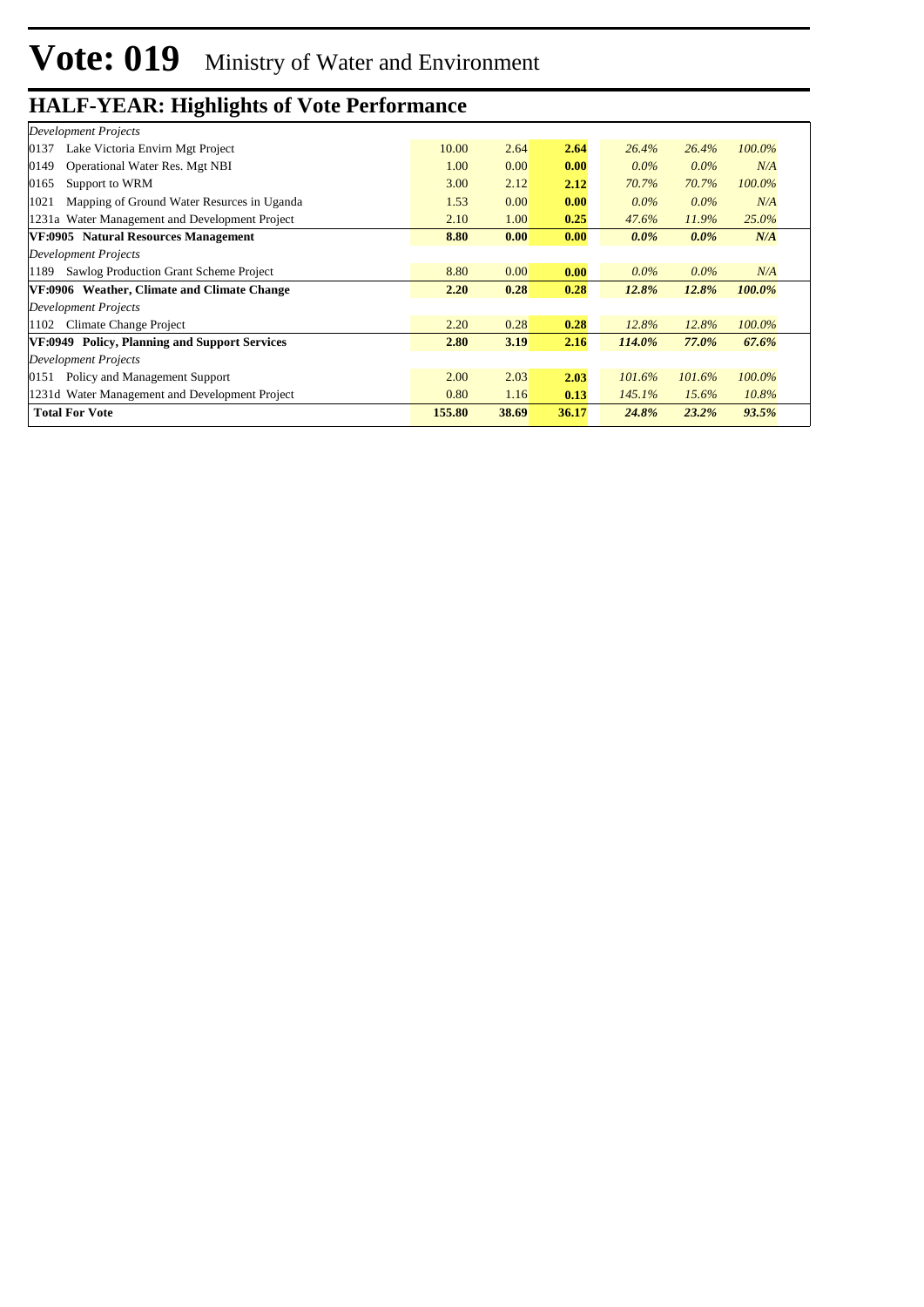# Vote: 019 Ministry of Water and Environment

## HALF-YEAR: Highlights of Vote Performance

| | | | | | | |
|---|---|---|---|---|---|---|
| *Development Projects* | | | | | | |
| 0137 Lake Victoria Envirn Mgt Project | 10.00 | 2.64 | **2.64** | *26.4%* | *26.4%* | *100.0%* |
| 0149 Operational Water Res. Mgt NBI | 1.00 | 0.00 | **0.00** | *0.0%* | *0.0%* | *N/A* |
| 0165 Support to WRM | 3.00 | 2.12 | **2.12** | *70.7%* | *70.7%* | *100.0%* |
| 1021 Mapping of Ground Water Resurces in Uganda | 1.53 | 0.00 | **0.00** | *0.0%* | *0.0%* | *N/A* |
| 1231a Water Management and Development Project | 2.10 | 1.00 | **0.25** | *47.6%* | *11.9%* | *25.0%* |
| **VF:0905 Natural Resources Management** | **8.80** | **0.00** | **0.00** | ***0.0%*** | ***0.0%*** | ***N/A*** |
| *Development Projects* | | | | | | |
| 1189 Sawlog Production Grant Scheme Project | 8.80 | 0.00 | **0.00** | *0.0%* | *0.0%* | *N/A* |
| **VF:0906 Weather, Climate and Climate Change** | **2.20** | **0.28** | **0.28** | ***12.8%*** | ***12.8%*** | ***100.0%*** |
| *Development Projects* | | | | | | |
| 1102 Climate Change Project | 2.20 | 0.28 | **0.28** | *12.8%* | *12.8%* | *100.0%* |
| **VF:0949 Policy, Planning and Support Services** | **2.80** | **3.19** | **2.16** | ***114.0%*** | ***77.0%*** | ***67.6%*** |
| *Development Projects* | | | | | | |
| 0151 Policy and Management Support | 2.00 | 2.03 | **2.03** | *101.6%* | *101.6%* | *100.0%* |
| 1231d Water Management and Development Project | 0.80 | 1.16 | **0.13** | *145.1%* | *15.6%* | *10.8%* |
| **Total For Vote** | **155.80** | **38.69** | **36.17** | ***24.8%*** | ***23.2%*** | ***93.5%*** |